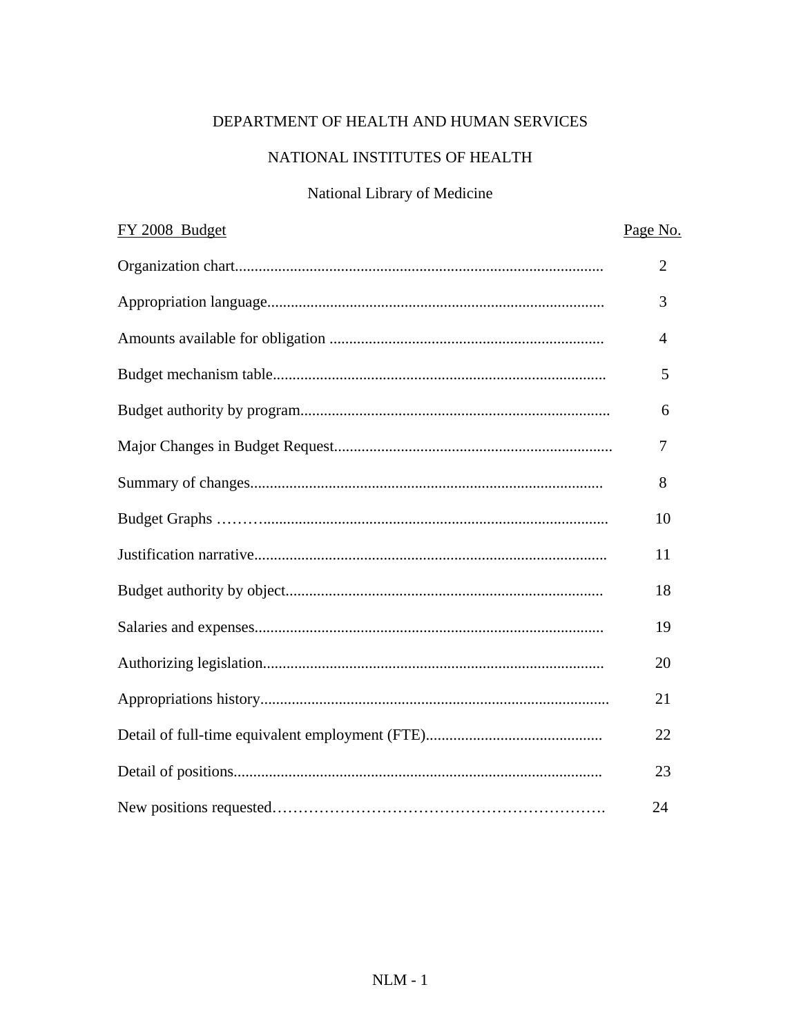DEPARTMENT OF HEALTH AND HUMAN SERVICES

NATIONAL INSTITUTES OF HEALTH

National Library of Medicine

| FY 2008 Budget | Page No. |
|---|---|
| Organization chart | 2 |
| Appropriation language | 3 |
| Amounts available for obligation | 4 |
| Budget mechanism table | 5 |
| Budget authority by program | 6 |
| Major Changes in Budget Request | 7 |
| Summary of changes | 8 |
| Budget Graphs | 10 |
| Justification narrative | 11 |
| Budget authority by object | 18 |
| Salaries and expenses | 19 |
| Authorizing legislation | 20 |
| Appropriations history | 21 |
| Detail of full-time equivalent employment (FTE) | 22 |
| Detail of positions | 23 |
| New positions requested | 24 |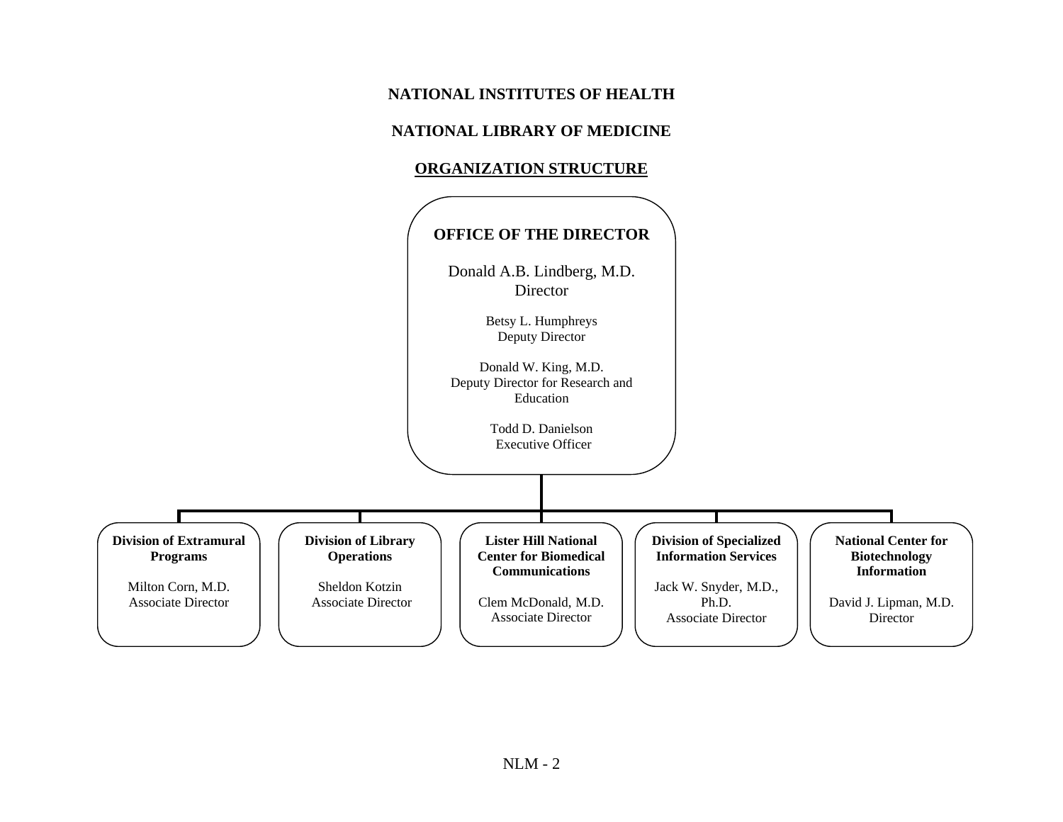# NATIONAL INSTITUTES OF HEALTH

## NATIONAL LIBRARY OF MEDICINE

## ORGANIZATION STRUCTURE

### OFFICE OF THE DIRECTOR

Donald A.B. Lindberg, M.D.
Director

Betsy L. Humphreys
Deputy Director

Donald W. King, M.D.
Deputy Director for Research and Education

Todd D. Danielson
Executive Officer

---

**Division of Extramural Programs**

Milton Corn, M.D.
Associate Director

**Division of Library Operations**

Sheldon Kotzin
Associate Director

**Lister Hill National Center for Biomedical Communications**

Clem McDonald, M.D.
Associate Director

**Division of Specialized Information Services**

Jack W. Snyder, M.D., Ph.D.
Associate Director

**National Center for Biotechnology Information**

David J. Lipman, M.D.
Director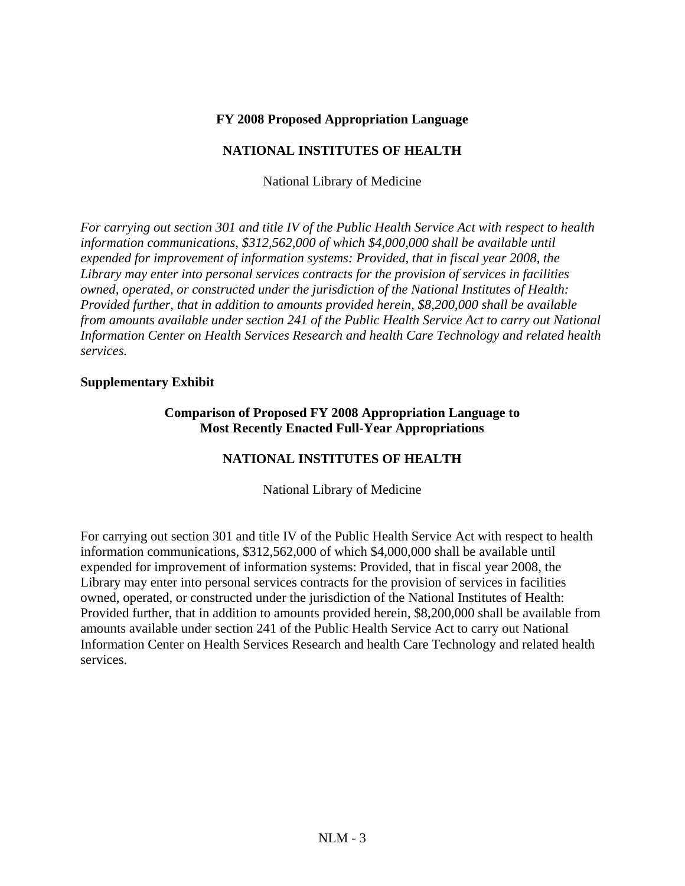**FY 2008 Proposed Appropriation Language**

**NATIONAL INSTITUTES OF HEALTH**

National Library of Medicine

*For carrying out section 301 and title IV of the Public Health Service Act with respect to health information communications, $312,562,000 of which $4,000,000 shall be available until expended for improvement of information systems: Provided, that in fiscal year 2008, the Library may enter into personal services contracts for the provision of services in facilities owned, operated, or constructed under the jurisdiction of the National Institutes of Health: Provided further, that in addition to amounts provided herein, $8,200,000 shall be available from amounts available under section 241 of the Public Health Service Act to carry out National Information Center on Health Services Research and health Care Technology and related health services.*

**Supplementary Exhibit**

**Comparison of Proposed FY 2008 Appropriation Language to Most Recently Enacted Full-Year Appropriations**

**NATIONAL INSTITUTES OF HEALTH**

National Library of Medicine

For carrying out section 301 and title IV of the Public Health Service Act with respect to health information communications, $312,562,000 of which $4,000,000 shall be available until expended for improvement of information systems: Provided, that in fiscal year 2008, the Library may enter into personal services contracts for the provision of services in facilities owned, operated, or constructed under the jurisdiction of the National Institutes of Health: Provided further, that in addition to amounts provided herein, $8,200,000 shall be available from amounts available under section 241 of the Public Health Service Act to carry out National Information Center on Health Services Research and health Care Technology and related health services.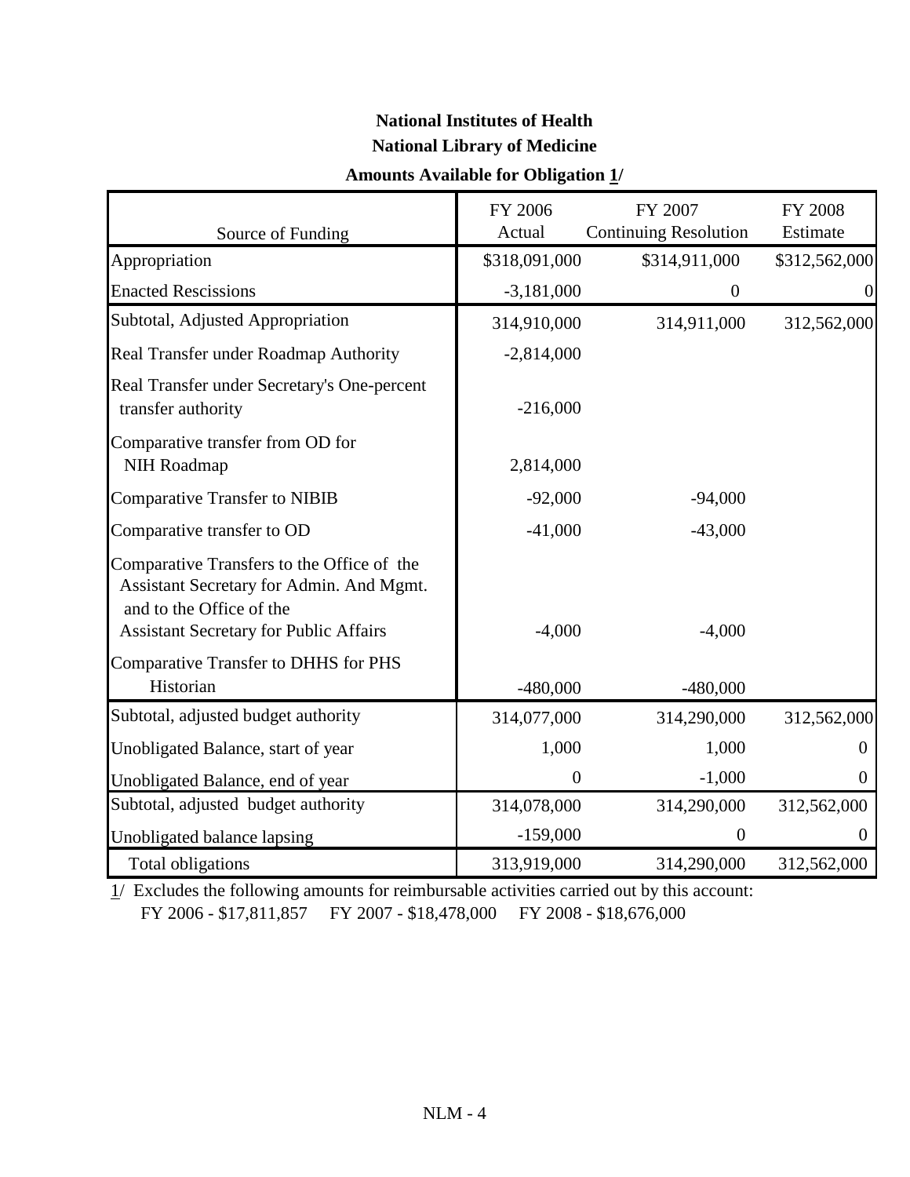# National Institutes of Health

## National Library of Medicine

### Amounts Available for Obligation 1/

| Source of Funding | FY 2006 Actual | FY 2007 Continuing Resolution | FY 2008 Estimate |
|---|---|---|---|
| Appropriation | $318,091,000 | $314,911,000 | $312,562,000 |
| Enacted Rescissions | -3,181,000 | 0 | 0 |
| Subtotal, Adjusted Appropriation | 314,910,000 | 314,911,000 | 312,562,000 |
| Real Transfer under Roadmap Authority | -2,814,000 | | |
| Real Transfer under Secretary's One-percent transfer authority | -216,000 | | |
| Comparative transfer from OD for NIH Roadmap | 2,814,000 | | |
| Comparative Transfer to NIBIB | -92,000 | -94,000 | |
| Comparative transfer to OD | -41,000 | -43,000 | |
| Comparative Transfers to the Office of the Assistant Secretary for Admin. And Mgmt. and to the Office of the Assistant Secretary for Public Affairs | -4,000 | -4,000 | |
| Comparative Transfer to DHHS for PHS Historian | -480,000 | -480,000 | |
| Subtotal, adjusted budget authority | 314,077,000 | 314,290,000 | 312,562,000 |
| Unobligated Balance, start of year | 1,000 | 1,000 | 0 |
| Unobligated Balance, end of year | 0 | -1,000 | 0 |
| Subtotal, adjusted budget authority | 314,078,000 | 314,290,000 | 312,562,000 |
| Unobligated balance lapsing | -159,000 | 0 | 0 |
| Total obligations | 313,919,000 | 314,290,000 | 312,562,000 |

1/ Excludes the following amounts for reimbursable activities carried out by this account:
FY 2006 - $17,811,857 FY 2007 - $18,478,000 FY 2008 - $18,676,000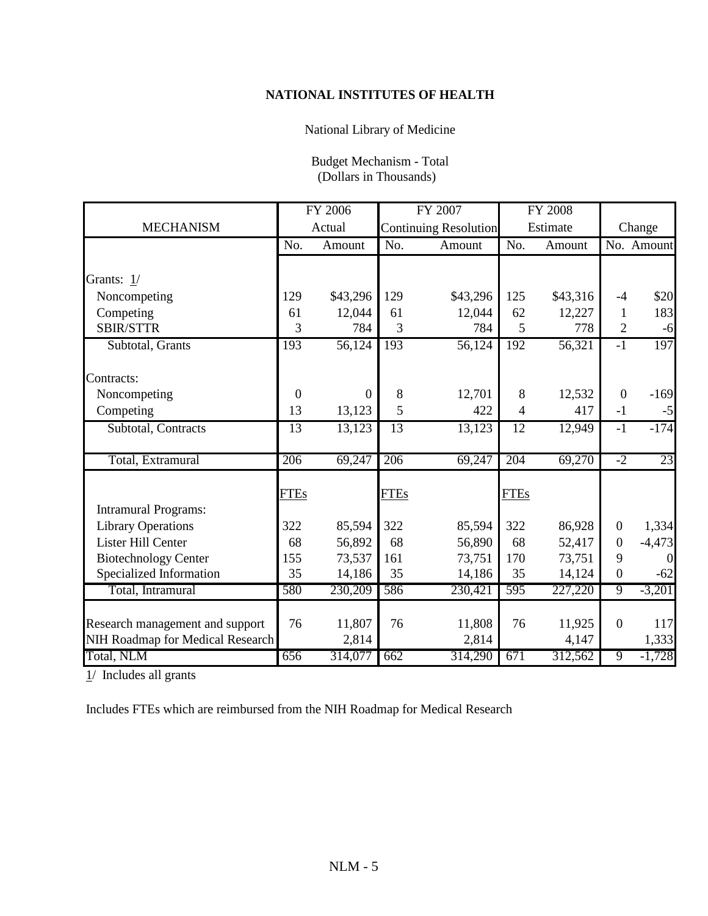**NATIONAL INSTITUTES OF HEALTH**

National Library of Medicine

Budget Mechanism - Total
(Dollars in Thousands)

| MECHANISM | FY 2006 | | FY 2007 | | FY 2008 | | Change | |
|---|---|---|---|---|---|---|---|---|
| | Actual | | Continuing Resolution | | Estimate | | | |
| | No. | Amount | No. | Amount | No. | Amount | No. | Amount |
| Grants: 1/ | | | | | | | | |
| Noncompeting | 129 | $43,296 | 129 | $43,296 | 125 | $43,316 | -4 | $20 |
| Competing | 61 | 12,044 | 61 | 12,044 | 62 | 12,227 | 1 | 183 |
| SBIR/STTR | 3 | 784 | 3 | 784 | 5 | 778 | 2 | -6 |
| Subtotal, Grants | 193 | 56,124 | 193 | 56,124 | 192 | 56,321 | -1 | 197 |
| Contracts: | | | | | | | | |
| Noncompeting | 0 | 0 | 8 | 12,701 | 8 | 12,532 | 0 | -169 |
| Competing | 13 | 13,123 | 5 | 422 | 4 | 417 | -1 | -5 |
| Subtotal, Contracts | 13 | 13,123 | 13 | 13,123 | 12 | 12,949 | -1 | -174 |
| Total, Extramural | 206 | 69,247 | 206 | 69,247 | 204 | 69,270 | -2 | 23 |
| | FTEs | | FTEs | | FTEs | | | |
| Intramural Programs: | | | | | | | | |
| Library Operations | 322 | 85,594 | 322 | 85,594 | 322 | 86,928 | 0 | 1,334 |
| Lister Hill Center | 68 | 56,892 | 68 | 56,890 | 68 | 52,417 | 0 | -4,473 |
| Biotechnology Center | 155 | 73,537 | 161 | 73,751 | 170 | 73,751 | 9 | 0 |
| Specialized Information | 35 | 14,186 | 35 | 14,186 | 35 | 14,124 | 0 | -62 |
| Total, Intramural | 580 | 230,209 | 586 | 230,421 | 595 | 227,220 | 9 | -3,201 |
| Research management and support | 76 | 11,807 | 76 | 11,808 | 76 | 11,925 | 0 | 117 |
| NIH Roadmap for Medical Research | | 2,814 | | 2,814 | | 4,147 | | 1,333 |
| Total, NLM | 656 | 314,077 | 662 | 314,290 | 671 | 312,562 | 9 | -1,728 |

1/ Includes all grants

Includes FTEs which are reimbursed from the NIH Roadmap for Medical Research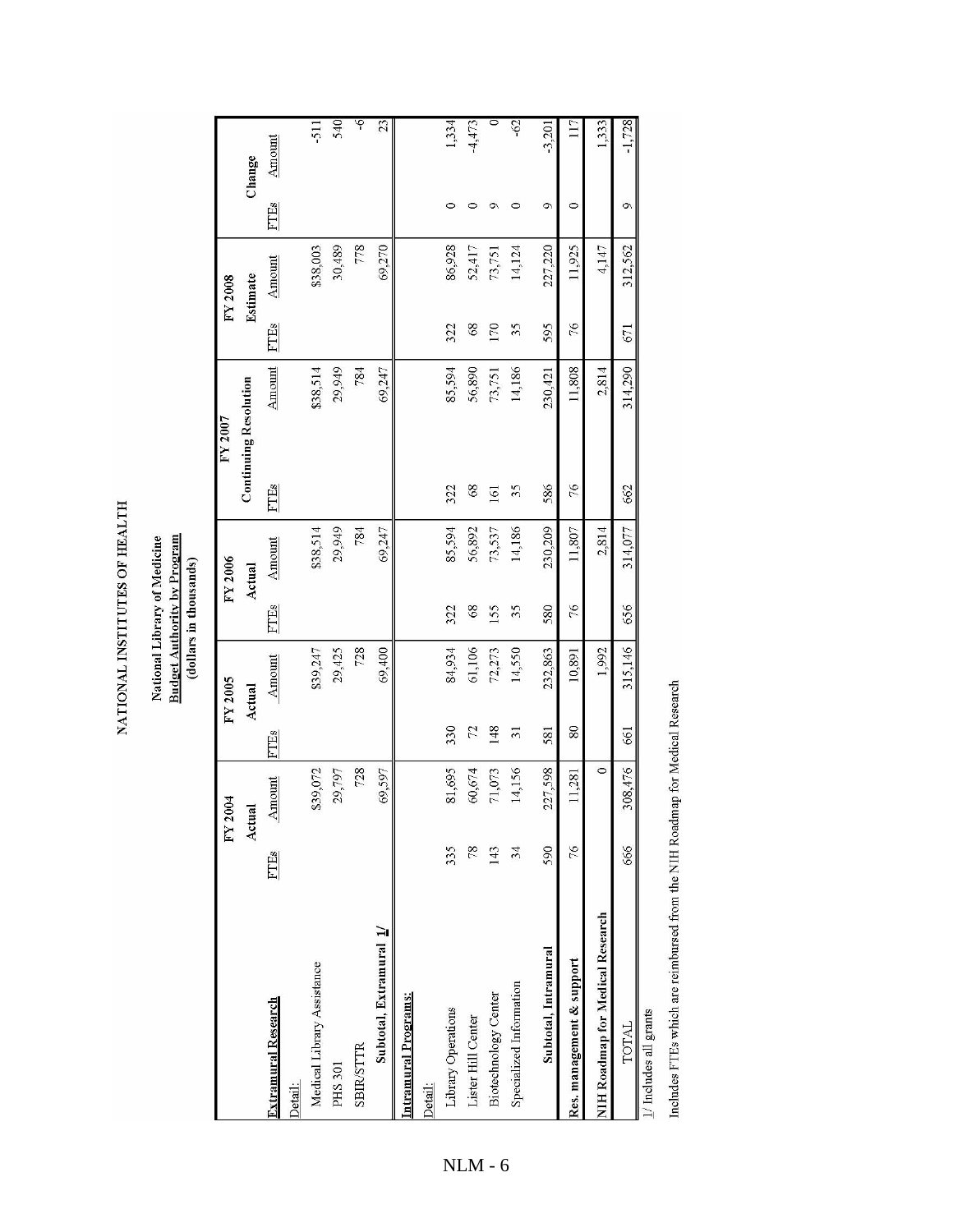# NATIONAL INSTITUTES OF HEALTH

## National Library of Medicine
**Budget Authority by Program**
**(dollars in thousands)**

| | FY 2004 Actual | | FY 2005 Actual | | FY 2006 Actual | | FY 2007 Continuing Resolution | | FY 2008 Estimate | | Change | |
|---|---|---|---|---|---|---|---|---|---|---|---|---|
| **Extramural Research** | FTEs | Amount | FTEs | Amount | FTEs | Amount | FTEs | Amount | FTEs | Amount | FTEs | Amount |
| Detail: | | | | | | | | | | | | |
| Medical Library Assistance | | $39,072 | | $39,247 | | $38,514 | | $38,514 | | $38,003 | | -511 |
| PHS 301 | | 29,797 | | 29,425 | | 29,949 | | 29,949 | | 30,489 | | 540 |
| SBIR/STTR | | 728 | | 728 | | 784 | | 784 | | 778 | | -6 |
| **Subtotal, Extramural 1/** | | 69,597 | | 69,400 | | 69,247 | | 69,247 | | 69,270 | | 23 |
| **Intramural Programs:** | | | | | | | | | | | | |
| Detail: | | | | | | | | | | | | |
| Library Operations | 335 | 81,695 | 330 | 84,934 | 322 | 85,594 | 322 | 85,594 | 322 | 86,928 | 0 | 1,334 |
| Lister Hill Center | 78 | 60,674 | 72 | 61,106 | 68 | 56,892 | 68 | 56,890 | 68 | 52,417 | 0 | -4,473 |
| Biotechnology Center | 143 | 71,073 | 148 | 72,273 | 155 | 73,537 | 161 | 73,751 | 170 | 73,751 | 9 | 0 |
| Specialized Information | 34 | 14,156 | 31 | 14,550 | 35 | 14,186 | 35 | 14,186 | 35 | 14,124 | 0 | -62 |
| **Subtotal, Intramural** | 590 | 227,598 | 581 | 232,863 | 580 | 230,209 | 586 | 230,421 | 595 | 227,220 | 9 | -3,201 |
| **Res. management & support** | 76 | 11,281 | 80 | 10,891 | 76 | 11,807 | 76 | 11,808 | 76 | 11,925 | 0 | 117 |
| **NIH Roadmap for Medical Research** | | 0 | | 1,992 | | 2,814 | | 2,814 | | 4,147 | | 1,333 |
| TOTAL | 666 | 308,476 | 661 | 315,146 | 656 | 314,077 | 662 | 314,290 | 671 | 312,562 | 9 | -1,728 |

1/ Includes all grants

Includes FTEs which are reimbursed from the NIH Roadmap for Medical Research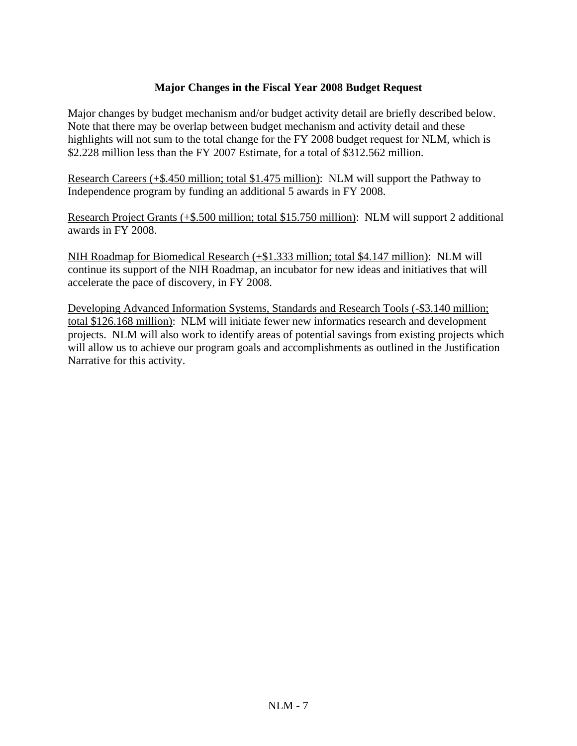## Major Changes in the Fiscal Year 2008 Budget Request

Major changes by budget mechanism and/or budget activity detail are briefly described below. Note that there may be overlap between budget mechanism and activity detail and these highlights will not sum to the total change for the FY 2008 budget request for NLM, which is $2.228 million less than the FY 2007 Estimate, for a total of $312.562 million.

<u>Research Careers (+$.450 million; total $1.475 million)</u>: NLM will support the Pathway to Independence program by funding an additional 5 awards in FY 2008.

<u>Research Project Grants (+$.500 million; total $15.750 million)</u>: NLM will support 2 additional awards in FY 2008.

<u>NIH Roadmap for Biomedical Research (+$1.333 million; total $4.147 million)</u>: NLM will continue its support of the NIH Roadmap, an incubator for new ideas and initiatives that will accelerate the pace of discovery, in FY 2008.

<u>Developing Advanced Information Systems, Standards and Research Tools (-$3.140 million; total $126.168 million)</u>: NLM will initiate fewer new informatics research and development projects. NLM will also work to identify areas of potential savings from existing projects which will allow us to achieve our program goals and accomplishments as outlined in the Justification Narrative for this activity.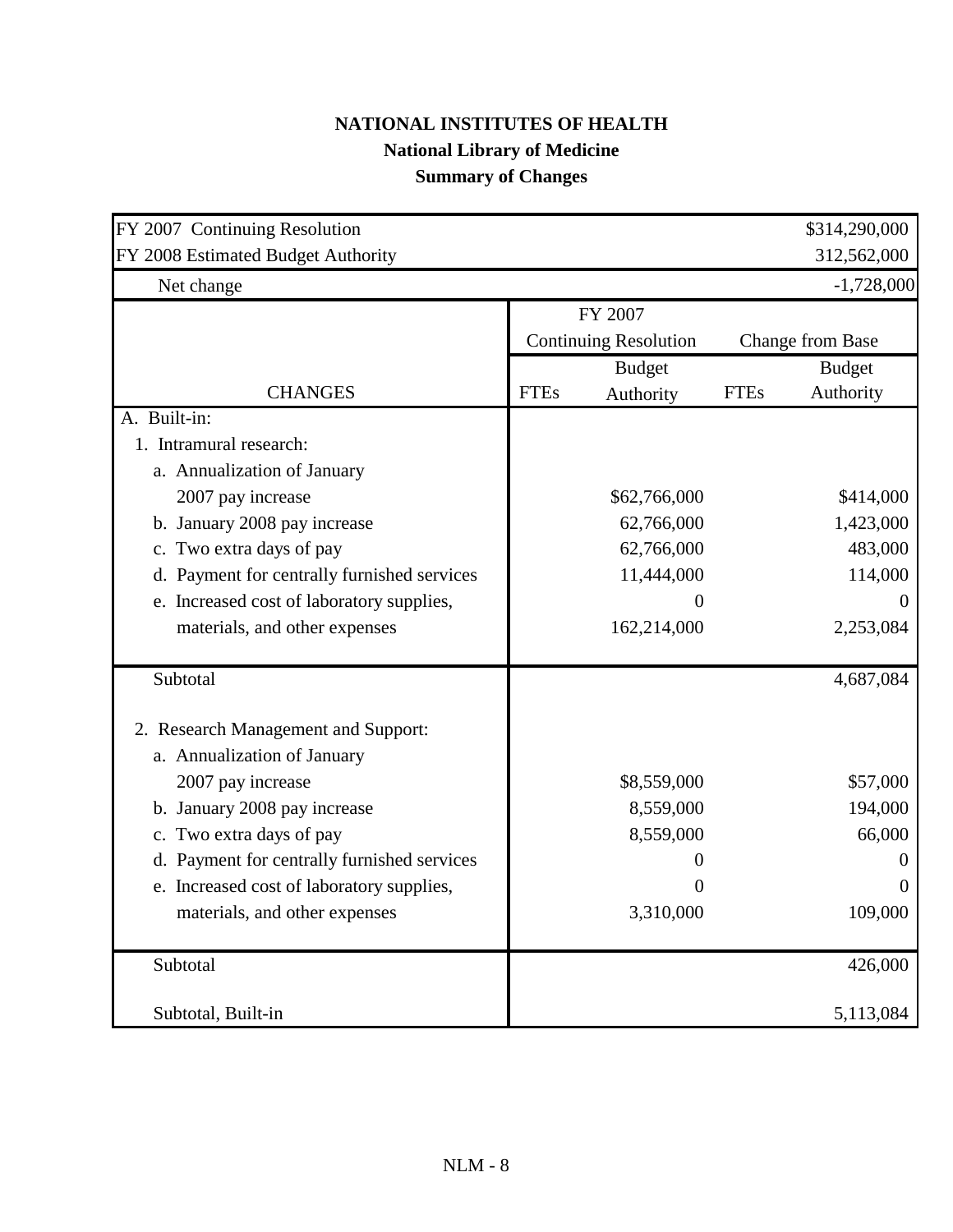# NATIONAL INSTITUTES OF HEALTH
## National Library of Medicine
### Summary of Changes

| | | | | |
|---|---|---|---|---|
| FY 2007 Continuing Resolution | | | | $314,290,000 |
| FY 2008 Estimated Budget Authority | | | | 312,562,000 |
| Net change | | | | -1,728,000 |

| | FY 2007 Continuing Resolution | | Change from Base | |
|---|---|---|---|---|
| CHANGES | FTEs | Budget Authority | FTEs | Budget Authority |
| A. Built-in: | | | | |
| 1. Intramural research: | | | | |
| a. Annualization of January 2007 pay increase | | $62,766,000 | | $414,000 |
| b. January 2008 pay increase | | 62,766,000 | | 1,423,000 |
| c. Two extra days of pay | | 62,766,000 | | 483,000 |
| d. Payment for centrally furnished services | | 11,444,000 | | 114,000 |
| e. Increased cost of laboratory supplies, | | 0 | | 0 |
| materials, and other expenses | | 162,214,000 | | 2,253,084 |
| Subtotal | | | | 4,687,084 |
| 2. Research Management and Support: | | | | |
| a. Annualization of January 2007 pay increase | | $8,559,000 | | $57,000 |
| b. January 2008 pay increase | | 8,559,000 | | 194,000 |
| c. Two extra days of pay | | 8,559,000 | | 66,000 |
| d. Payment for centrally furnished services | | 0 | | 0 |
| e. Increased cost of laboratory supplies, | | 0 | | 0 |
| materials, and other expenses | | 3,310,000 | | 109,000 |
| Subtotal | | | | 426,000 |
| Subtotal, Built-in | | | | 5,113,084 |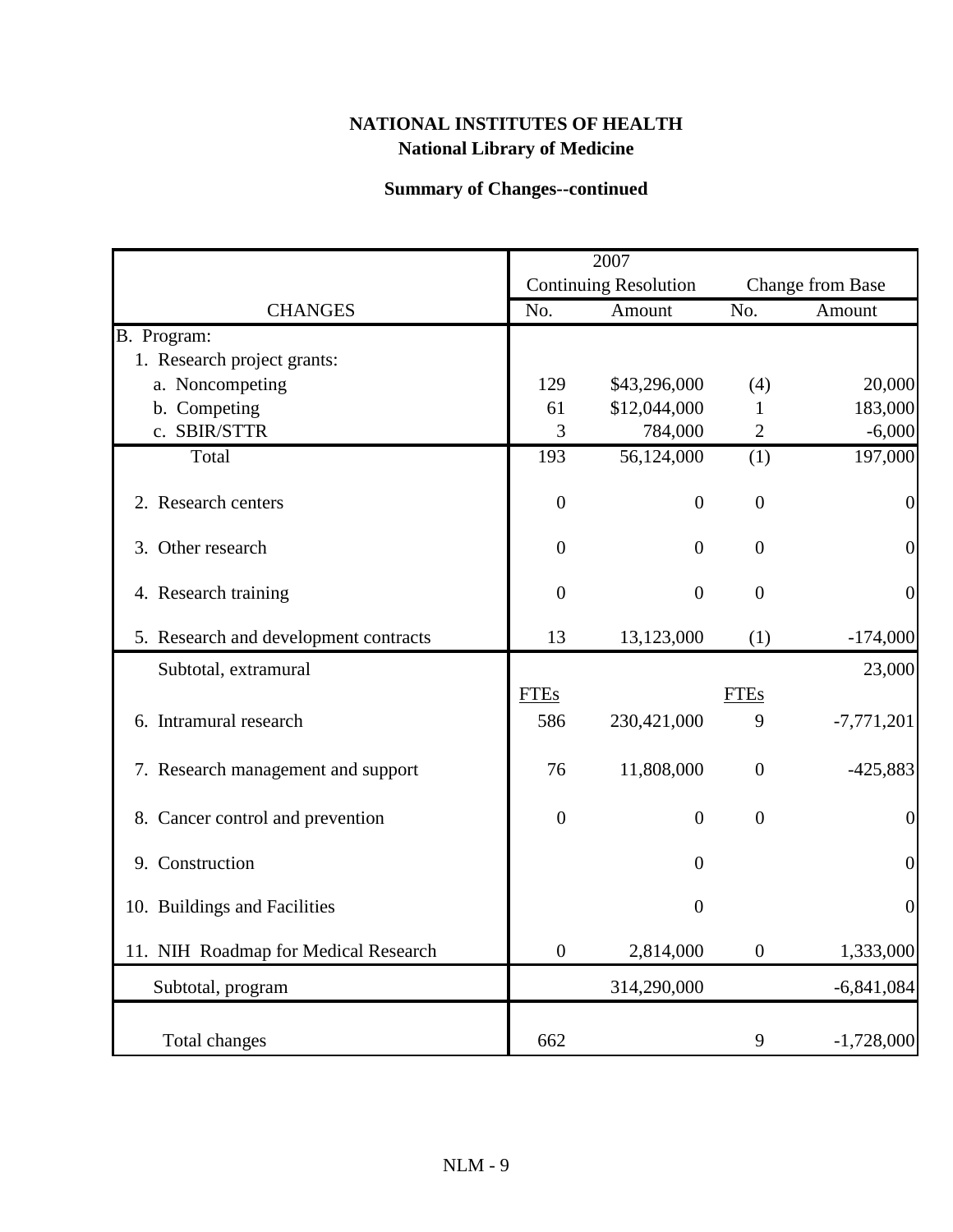**NATIONAL INSTITUTES OF HEALTH**
**National Library of Medicine**

**Summary of Changes--continued**

| CHANGES | 2007 Continuing Resolution No. | Amount | Change from Base No. | Amount |
|---|---|---|---|---|
| B. Program: | | | | |
| 1. Research project grants: | | | | |
| a. Noncompeting | 129 | $43,296,000 | (4) | 20,000 |
| b. Competing | 61 | $12,044,000 | 1 | 183,000 |
| c. SBIR/STTR | 3 | 784,000 | 2 | -6,000 |
| Total | 193 | 56,124,000 | (1) | 197,000 |
| 2. Research centers | 0 | 0 | 0 | 0 |
| 3. Other research | 0 | 0 | 0 | 0 |
| 4. Research training | 0 | 0 | 0 | 0 |
| 5. Research and development contracts | 13 | 13,123,000 | (1) | -174,000 |
| Subtotal, extramural | | | | 23,000 |
| | FTEs | | FTEs | |
| 6. Intramural research | 586 | 230,421,000 | 9 | -7,771,201 |
| 7. Research management and support | 76 | 11,808,000 | 0 | -425,883 |
| 8. Cancer control and prevention | 0 | 0 | 0 | 0 |
| 9. Construction | | 0 | | 0 |
| 10. Buildings and Facilities | | 0 | | 0 |
| 11. NIH Roadmap for Medical Research | 0 | 2,814,000 | 0 | 1,333,000 |
| Subtotal, program | | 314,290,000 | | -6,841,084 |
| Total changes | 662 | | 9 | -1,728,000 |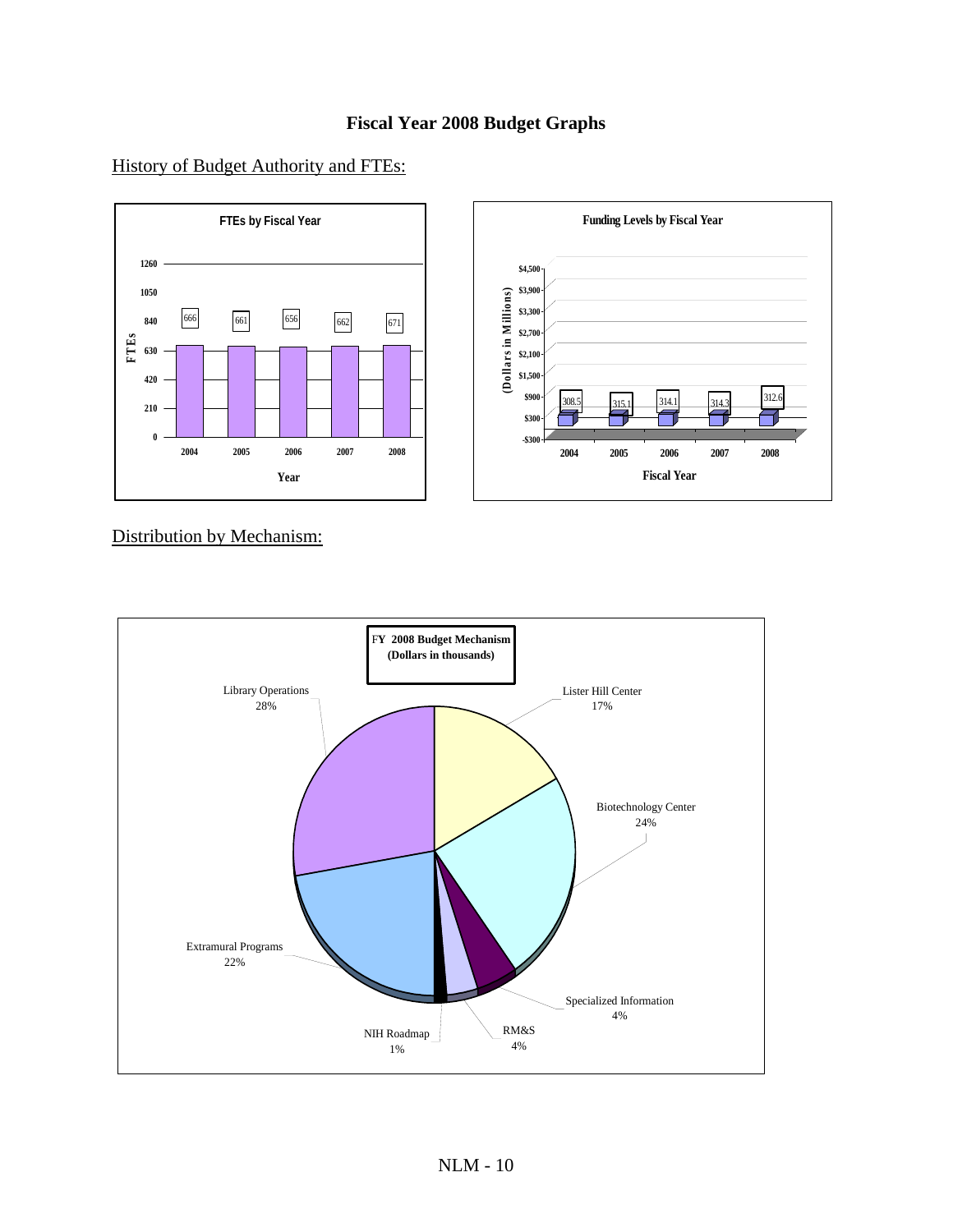# Fiscal Year 2008 Budget Graphs

## History of Budget Authority and FTEs:

**FTEs by Fiscal Year**

| Year | FTEs |
|---|---|
| 2004 | 666 |
| 2005 | 661 |
| 2006 | 656 |
| 2007 | 662 |
| 2008 | 671 |

**Funding Levels by Fiscal Year**

| Fiscal Year | Dollars in Millions |
|---|---|
| 2004 | 308.5 |
| 2005 | 315.1 |
| 2006 | 314.1 |
| 2007 | 314.3 |
| 2008 | 312.6 |

## Distribution by Mechanism:

**FY 2008 Budget Mechanism (Dollars in thousands)**

| Mechanism | Percent |
|---|---|
| Lister Hill Center | 17% |
| Biotechnology Center | 24% |
| Specialized Information | 4% |
| RM&S | 4% |
| NIH Roadmap | 1% |
| Extramural Programs | 22% |
| Library Operations | 28% |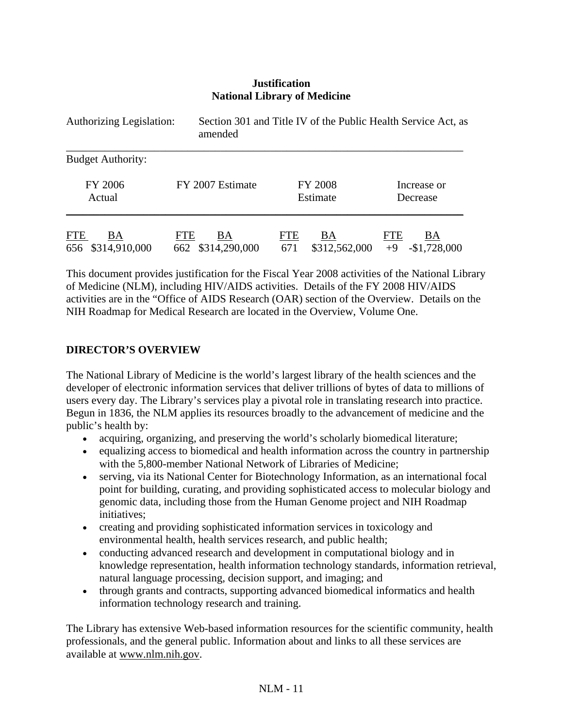**Justification**
**National Library of Medicine**

Authorizing Legislation: Section 301 and Title IV of the Public Health Service Act, as amended

Budget Authority:

| FY 2006 Actual | | FY 2007 Estimate | | FY 2008 Estimate | | Increase or Decrease | |
|---|---|---|---|---|---|---|---|
| FTE | BA | FTE | BA | FTE | BA | FTE | BA |
| 656 | $314,910,000 | 662 | $314,290,000 | 671 | $312,562,000 | +9 | -$1,728,000 |

This document provides justification for the Fiscal Year 2008 activities of the National Library of Medicine (NLM), including HIV/AIDS activities. Details of the FY 2008 HIV/AIDS activities are in the "Office of AIDS Research (OAR) section of the Overview. Details on the NIH Roadmap for Medical Research are located in the Overview, Volume One.

## DIRECTOR'S OVERVIEW

The National Library of Medicine is the world's largest library of the health sciences and the developer of electronic information services that deliver trillions of bytes of data to millions of users every day. The Library's services play a pivotal role in translating research into practice. Begun in 1836, the NLM applies its resources broadly to the advancement of medicine and the public's health by:

- acquiring, organizing, and preserving the world's scholarly biomedical literature;
- equalizing access to biomedical and health information across the country in partnership with the 5,800-member National Network of Libraries of Medicine;
- serving, via its National Center for Biotechnology Information, as an international focal point for building, curating, and providing sophisticated access to molecular biology and genomic data, including those from the Human Genome project and NIH Roadmap initiatives;
- creating and providing sophisticated information services in toxicology and environmental health, health services research, and public health;
- conducting advanced research and development in computational biology and in knowledge representation, health information technology standards, information retrieval, natural language processing, decision support, and imaging; and
- through grants and contracts, supporting advanced biomedical informatics and health information technology research and training.

The Library has extensive Web-based information resources for the scientific community, health professionals, and the general public. Information about and links to all these services are available at www.nlm.nih.gov.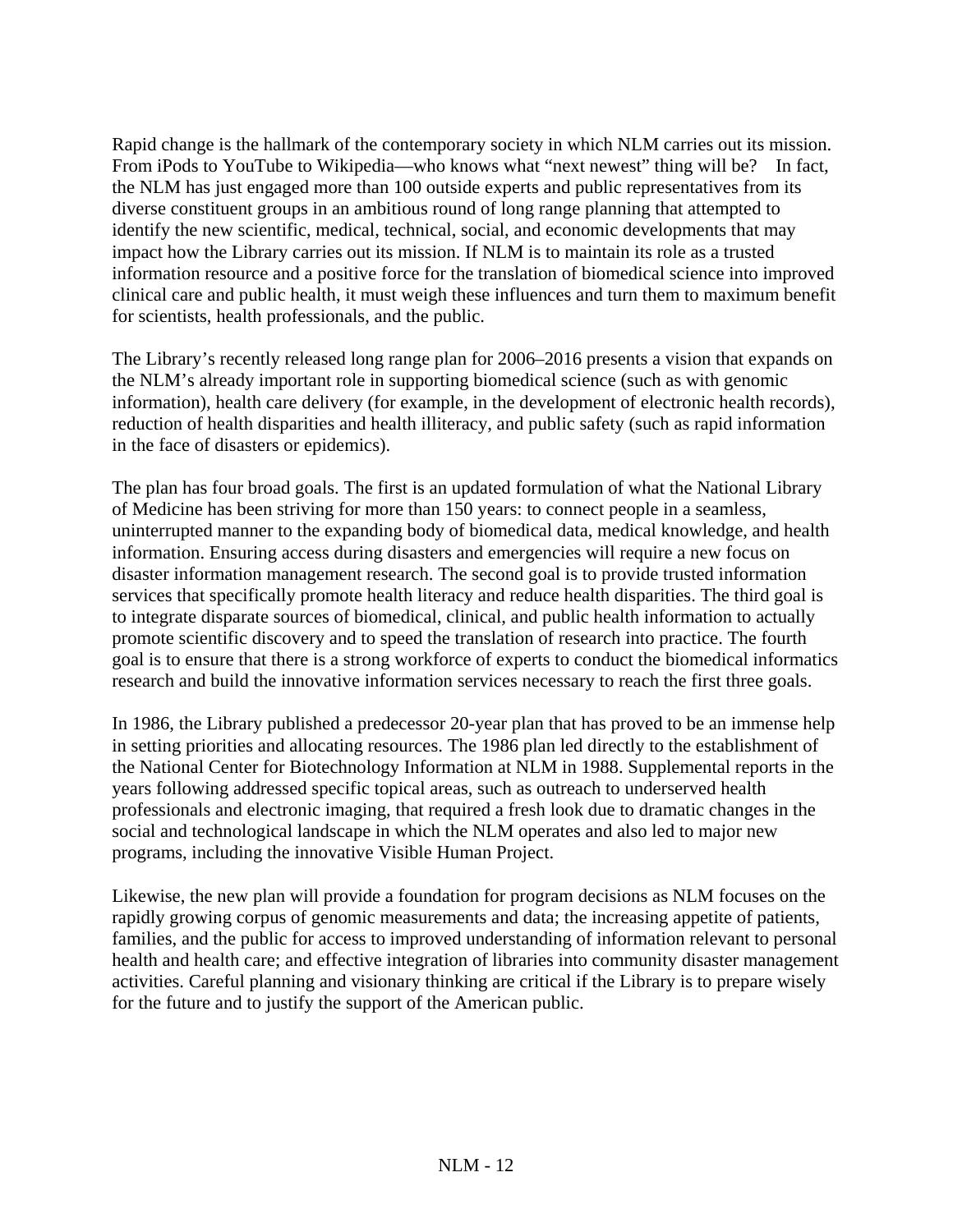Rapid change is the hallmark of the contemporary society in which NLM carries out its mission. From iPods to YouTube to Wikipedia—who knows what "next newest" thing will be? In fact, the NLM has just engaged more than 100 outside experts and public representatives from its diverse constituent groups in an ambitious round of long range planning that attempted to identify the new scientific, medical, technical, social, and economic developments that may impact how the Library carries out its mission. If NLM is to maintain its role as a trusted information resource and a positive force for the translation of biomedical science into improved clinical care and public health, it must weigh these influences and turn them to maximum benefit for scientists, health professionals, and the public.

The Library's recently released long range plan for 2006–2016 presents a vision that expands on the NLM's already important role in supporting biomedical science (such as with genomic information), health care delivery (for example, in the development of electronic health records), reduction of health disparities and health illiteracy, and public safety (such as rapid information in the face of disasters or epidemics).

The plan has four broad goals. The first is an updated formulation of what the National Library of Medicine has been striving for more than 150 years: to connect people in a seamless, uninterrupted manner to the expanding body of biomedical data, medical knowledge, and health information. Ensuring access during disasters and emergencies will require a new focus on disaster information management research. The second goal is to provide trusted information services that specifically promote health literacy and reduce health disparities. The third goal is to integrate disparate sources of biomedical, clinical, and public health information to actually promote scientific discovery and to speed the translation of research into practice. The fourth goal is to ensure that there is a strong workforce of experts to conduct the biomedical informatics research and build the innovative information services necessary to reach the first three goals.

In 1986, the Library published a predecessor 20-year plan that has proved to be an immense help in setting priorities and allocating resources. The 1986 plan led directly to the establishment of the National Center for Biotechnology Information at NLM in 1988. Supplemental reports in the years following addressed specific topical areas, such as outreach to underserved health professionals and electronic imaging, that required a fresh look due to dramatic changes in the social and technological landscape in which the NLM operates and also led to major new programs, including the innovative Visible Human Project.

Likewise, the new plan will provide a foundation for program decisions as NLM focuses on the rapidly growing corpus of genomic measurements and data; the increasing appetite of patients, families, and the public for access to improved understanding of information relevant to personal health and health care; and effective integration of libraries into community disaster management activities. Careful planning and visionary thinking are critical if the Library is to prepare wisely for the future and to justify the support of the American public.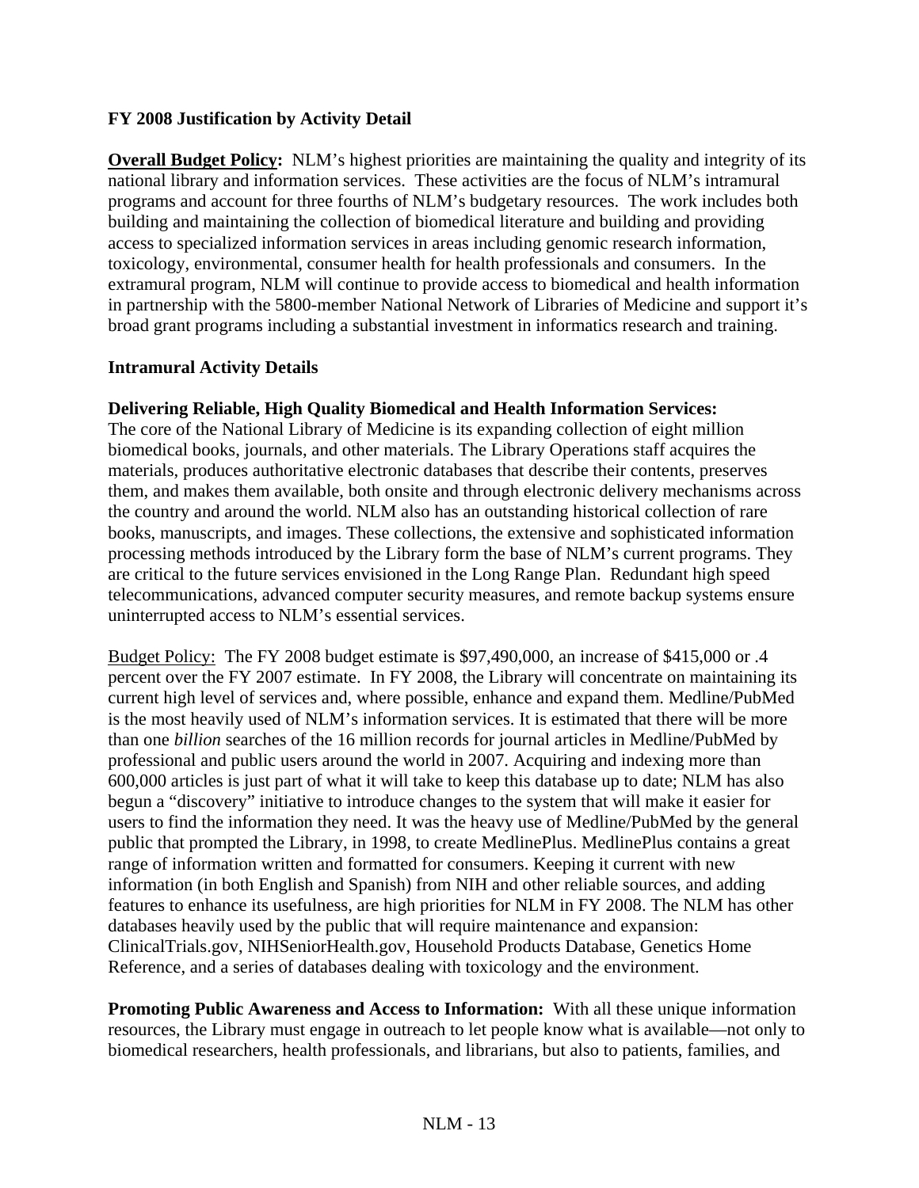**FY 2008 Justification by Activity Detail**

**Overall Budget Policy:** NLM's highest priorities are maintaining the quality and integrity of its national library and information services. These activities are the focus of NLM's intramural programs and account for three fourths of NLM's budgetary resources. The work includes both building and maintaining the collection of biomedical literature and building and providing access to specialized information services in areas including genomic research information, toxicology, environmental, consumer health for health professionals and consumers. In the extramural program, NLM will continue to provide access to biomedical and health information in partnership with the 5800-member National Network of Libraries of Medicine and support it's broad grant programs including a substantial investment in informatics research and training.

**Intramural Activity Details**

**Delivering Reliable, High Quality Biomedical and Health Information Services:** The core of the National Library of Medicine is its expanding collection of eight million biomedical books, journals, and other materials. The Library Operations staff acquires the materials, produces authoritative electronic databases that describe their contents, preserves them, and makes them available, both onsite and through electronic delivery mechanisms across the country and around the world. NLM also has an outstanding historical collection of rare books, manuscripts, and images. These collections, the extensive and sophisticated information processing methods introduced by the Library form the base of NLM's current programs. They are critical to the future services envisioned in the Long Range Plan. Redundant high speed telecommunications, advanced computer security measures, and remote backup systems ensure uninterrupted access to NLM's essential services.

Budget Policy: The FY 2008 budget estimate is $97,490,000, an increase of $415,000 or .4 percent over the FY 2007 estimate. In FY 2008, the Library will concentrate on maintaining its current high level of services and, where possible, enhance and expand them. Medline/PubMed is the most heavily used of NLM's information services. It is estimated that there will be more than one *billion* searches of the 16 million records for journal articles in Medline/PubMed by professional and public users around the world in 2007. Acquiring and indexing more than 600,000 articles is just part of what it will take to keep this database up to date; NLM has also begun a "discovery" initiative to introduce changes to the system that will make it easier for users to find the information they need. It was the heavy use of Medline/PubMed by the general public that prompted the Library, in 1998, to create MedlinePlus. MedlinePlus contains a great range of information written and formatted for consumers. Keeping it current with new information (in both English and Spanish) from NIH and other reliable sources, and adding features to enhance its usefulness, are high priorities for NLM in FY 2008. The NLM has other databases heavily used by the public that will require maintenance and expansion: ClinicalTrials.gov, NIHSeniorHealth.gov, Household Products Database, Genetics Home Reference, and a series of databases dealing with toxicology and the environment.

**Promoting Public Awareness and Access to Information:** With all these unique information resources, the Library must engage in outreach to let people know what is available—not only to biomedical researchers, health professionals, and librarians, but also to patients, families, and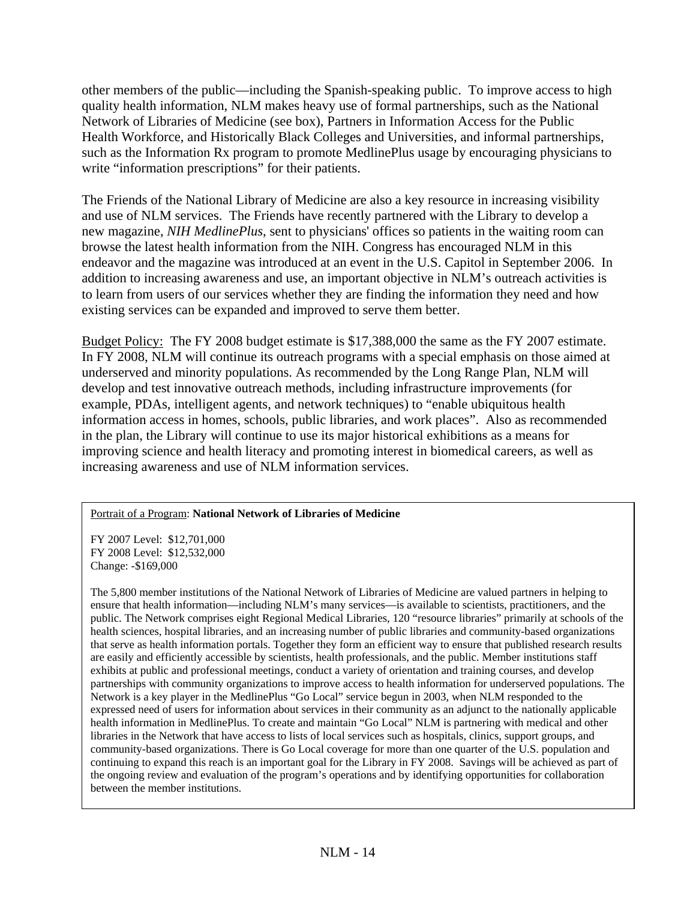other members of the public—including the Spanish-speaking public. To improve access to high quality health information, NLM makes heavy use of formal partnerships, such as the National Network of Libraries of Medicine (see box), Partners in Information Access for the Public Health Workforce, and Historically Black Colleges and Universities, and informal partnerships, such as the Information Rx program to promote MedlinePlus usage by encouraging physicians to write "information prescriptions" for their patients.

The Friends of the National Library of Medicine are also a key resource in increasing visibility and use of NLM services. The Friends have recently partnered with the Library to develop a new magazine, *NIH MedlinePlus*, sent to physicians' offices so patients in the waiting room can browse the latest health information from the NIH. Congress has encouraged NLM in this endeavor and the magazine was introduced at an event in the U.S. Capitol in September 2006. In addition to increasing awareness and use, an important objective in NLM's outreach activities is to learn from users of our services whether they are finding the information they need and how existing services can be expanded and improved to serve them better.

<u>Budget Policy:</u> The FY 2008 budget estimate is $17,388,000 the same as the FY 2007 estimate. In FY 2008, NLM will continue its outreach programs with a special emphasis on those aimed at underserved and minority populations. As recommended by the Long Range Plan, NLM will develop and test innovative outreach methods, including infrastructure improvements (for example, PDAs, intelligent agents, and network techniques) to "enable ubiquitous health information access in homes, schools, public libraries, and work places". Also as recommended in the plan, the Library will continue to use its major historical exhibitions as a means for improving science and health literacy and promoting interest in biomedical careers, as well as increasing awareness and use of NLM information services.

<u>Portrait of a Program</u>: **National Network of Libraries of Medicine**

FY 2007 Level: $12,701,000
FY 2008 Level: $12,532,000
Change: -$169,000

The 5,800 member institutions of the National Network of Libraries of Medicine are valued partners in helping to ensure that health information—including NLM's many services—is available to scientists, practitioners, and the public. The Network comprises eight Regional Medical Libraries, 120 "resource libraries" primarily at schools of the health sciences, hospital libraries, and an increasing number of public libraries and community-based organizations that serve as health information portals. Together they form an efficient way to ensure that published research results are easily and efficiently accessible by scientists, health professionals, and the public. Member institutions staff exhibits at public and professional meetings, conduct a variety of orientation and training courses, and develop partnerships with community organizations to improve access to health information for underserved populations. The Network is a key player in the MedlinePlus "Go Local" service begun in 2003, when NLM responded to the expressed need of users for information about services in their community as an adjunct to the nationally applicable health information in MedlinePlus. To create and maintain "Go Local" NLM is partnering with medical and other libraries in the Network that have access to lists of local services such as hospitals, clinics, support groups, and community-based organizations. There is Go Local coverage for more than one quarter of the U.S. population and continuing to expand this reach is an important goal for the Library in FY 2008. Savings will be achieved as part of the ongoing review and evaluation of the program's operations and by identifying opportunities for collaboration between the member institutions.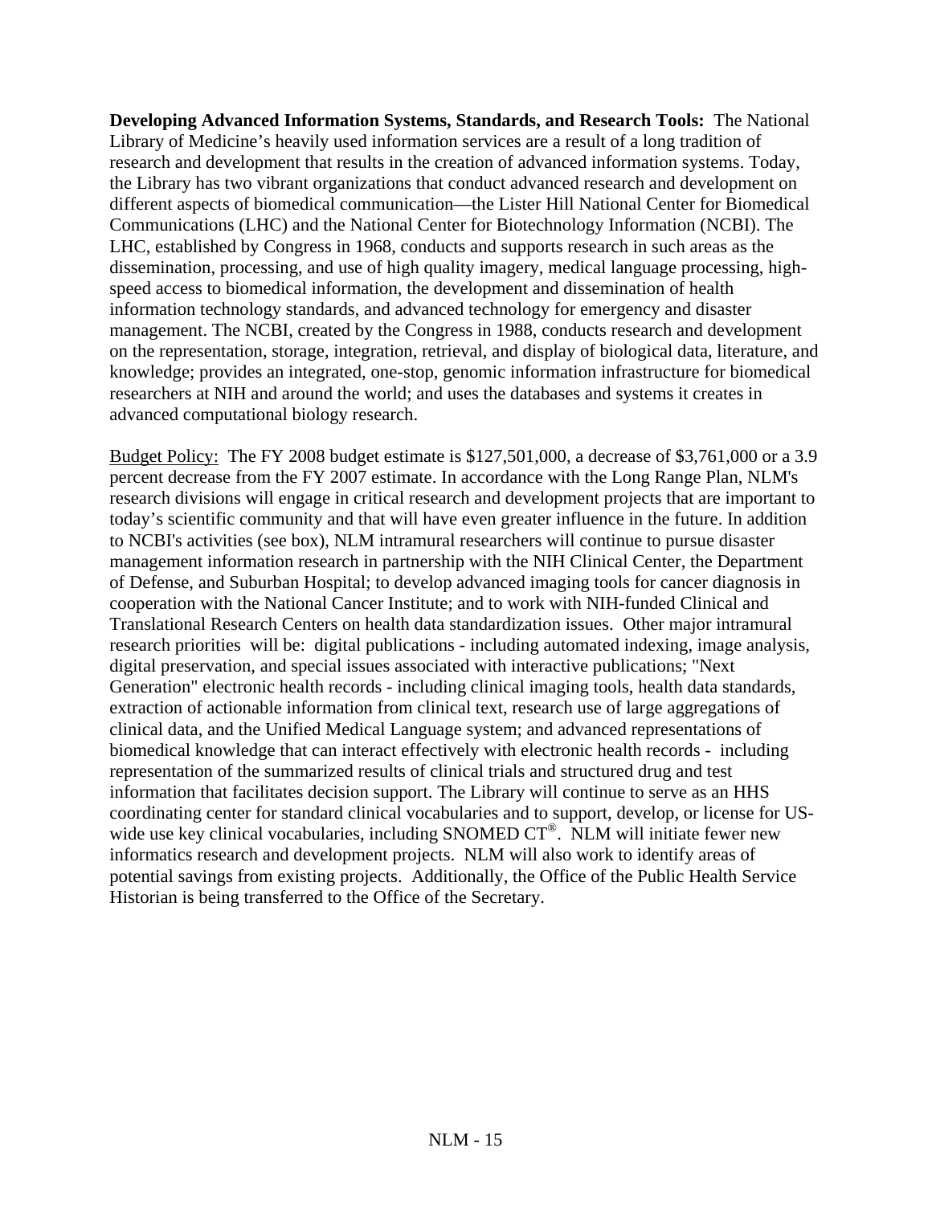**Developing Advanced Information Systems, Standards, and Research Tools:** The National Library of Medicine's heavily used information services are a result of a long tradition of research and development that results in the creation of advanced information systems. Today, the Library has two vibrant organizations that conduct advanced research and development on different aspects of biomedical communication—the Lister Hill National Center for Biomedical Communications (LHC) and the National Center for Biotechnology Information (NCBI). The LHC, established by Congress in 1968, conducts and supports research in such areas as the dissemination, processing, and use of high quality imagery, medical language processing, high-speed access to biomedical information, the development and dissemination of health information technology standards, and advanced technology for emergency and disaster management. The NCBI, created by the Congress in 1988, conducts research and development on the representation, storage, integration, retrieval, and display of biological data, literature, and knowledge; provides an integrated, one-stop, genomic information infrastructure for biomedical researchers at NIH and around the world; and uses the databases and systems it creates in advanced computational biology research.

<u>Budget Policy:</u> The FY 2008 budget estimate is $127,501,000, a decrease of $3,761,000 or a 3.9 percent decrease from the FY 2007 estimate. In accordance with the Long Range Plan, NLM's research divisions will engage in critical research and development projects that are important to today's scientific community and that will have even greater influence in the future. In addition to NCBI's activities (see box), NLM intramural researchers will continue to pursue disaster management information research in partnership with the NIH Clinical Center, the Department of Defense, and Suburban Hospital; to develop advanced imaging tools for cancer diagnosis in cooperation with the National Cancer Institute; and to work with NIH-funded Clinical and Translational Research Centers on health data standardization issues. Other major intramural research priorities will be: digital publications - including automated indexing, image analysis, digital preservation, and special issues associated with interactive publications; "Next Generation" electronic health records - including clinical imaging tools, health data standards, extraction of actionable information from clinical text, research use of large aggregations of clinical data, and the Unified Medical Language system; and advanced representations of biomedical knowledge that can interact effectively with electronic health records - including representation of the summarized results of clinical trials and structured drug and test information that facilitates decision support. The Library will continue to serve as an HHS coordinating center for standard clinical vocabularies and to support, develop, or license for US-wide use key clinical vocabularies, including SNOMED CT®. NLM will initiate fewer new informatics research and development projects. NLM will also work to identify areas of potential savings from existing projects. Additionally, the Office of the Public Health Service Historian is being transferred to the Office of the Secretary.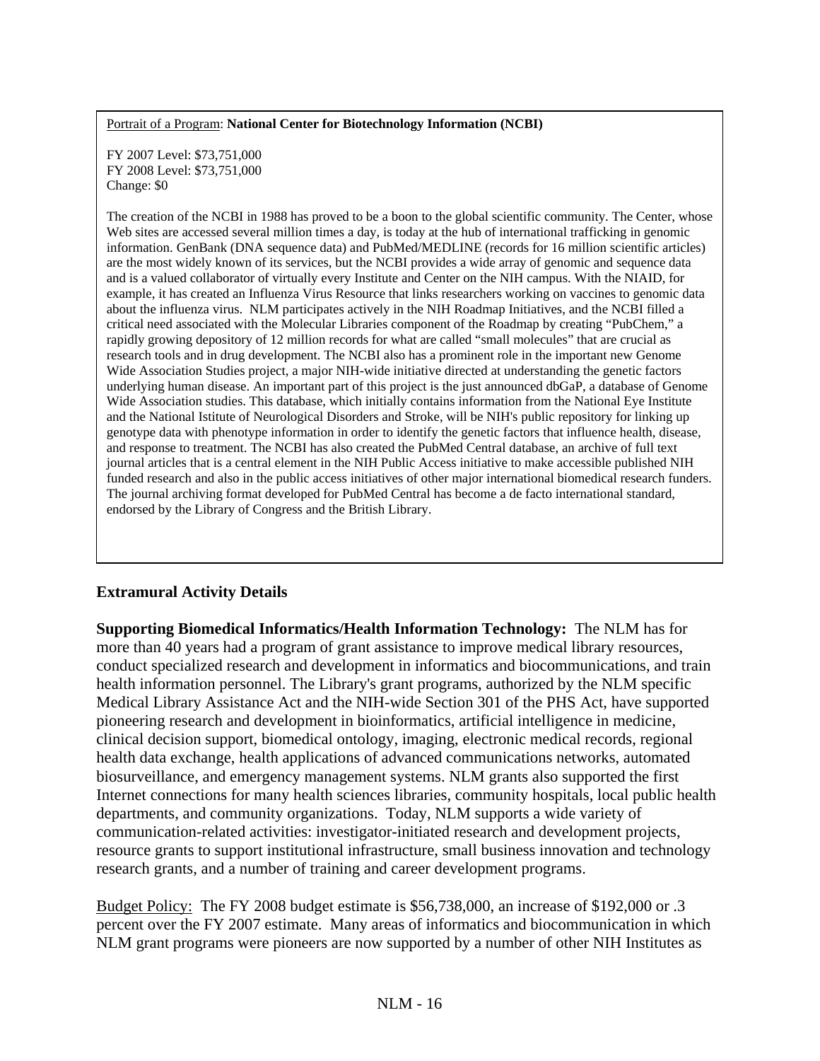Portrait of a Program: **National Center for Biotechnology Information (NCBI)**

FY 2007 Level: $73,751,000
FY 2008 Level: $73,751,000
Change: $0

The creation of the NCBI in 1988 has proved to be a boon to the global scientific community. The Center, whose Web sites are accessed several million times a day, is today at the hub of international trafficking in genomic information. GenBank (DNA sequence data) and PubMed/MEDLINE (records for 16 million scientific articles) are the most widely known of its services, but the NCBI provides a wide array of genomic and sequence data and is a valued collaborator of virtually every Institute and Center on the NIH campus. With the NIAID, for example, it has created an Influenza Virus Resource that links researchers working on vaccines to genomic data about the influenza virus. NLM participates actively in the NIH Roadmap Initiatives, and the NCBI filled a critical need associated with the Molecular Libraries component of the Roadmap by creating "PubChem," a rapidly growing depository of 12 million records for what are called "small molecules" that are crucial as research tools and in drug development. The NCBI also has a prominent role in the important new Genome Wide Association Studies project, a major NIH-wide initiative directed at understanding the genetic factors underlying human disease. An important part of this project is the just announced dbGaP, a database of Genome Wide Association studies. This database, which initially contains information from the National Eye Institute and the National Istitute of Neurological Disorders and Stroke, will be NIH's public repository for linking up genotype data with phenotype information in order to identify the genetic factors that influence health, disease, and response to treatment. The NCBI has also created the PubMed Central database, an archive of full text journal articles that is a central element in the NIH Public Access initiative to make accessible published NIH funded research and also in the public access initiatives of other major international biomedical research funders. The journal archiving format developed for PubMed Central has become a de facto international standard, endorsed by the Library of Congress and the British Library.

## Extramural Activity Details

**Supporting Biomedical Informatics/Health Information Technology:** The NLM has for more than 40 years had a program of grant assistance to improve medical library resources, conduct specialized research and development in informatics and biocommunications, and train health information personnel. The Library's grant programs, authorized by the NLM specific Medical Library Assistance Act and the NIH-wide Section 301 of the PHS Act, have supported pioneering research and development in bioinformatics, artificial intelligence in medicine, clinical decision support, biomedical ontology, imaging, electronic medical records, regional health data exchange, health applications of advanced communications networks, automated biosurveillance, and emergency management systems. NLM grants also supported the first Internet connections for many health sciences libraries, community hospitals, local public health departments, and community organizations. Today, NLM supports a wide variety of communication-related activities: investigator-initiated research and development projects, resource grants to support institutional infrastructure, small business innovation and technology research grants, and a number of training and career development programs.

Budget Policy: The FY 2008 budget estimate is $56,738,000, an increase of $192,000 or .3 percent over the FY 2007 estimate. Many areas of informatics and biocommunication in which NLM grant programs were pioneers are now supported by a number of other NIH Institutes as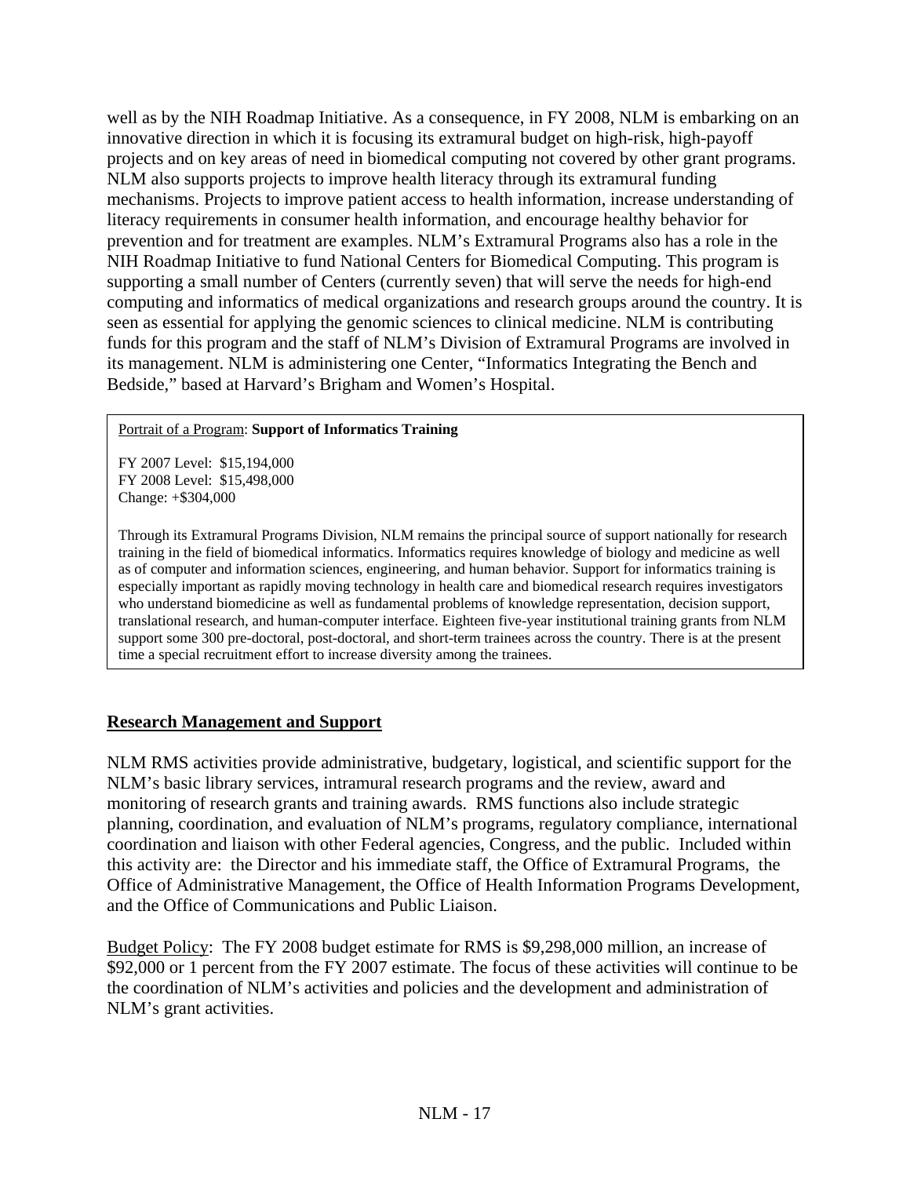well as by the NIH Roadmap Initiative. As a consequence, in FY 2008, NLM is embarking on an innovative direction in which it is focusing its extramural budget on high-risk, high-payoff projects and on key areas of need in biomedical computing not covered by other grant programs. NLM also supports projects to improve health literacy through its extramural funding mechanisms. Projects to improve patient access to health information, increase understanding of literacy requirements in consumer health information, and encourage healthy behavior for prevention and for treatment are examples. NLM's Extramural Programs also has a role in the NIH Roadmap Initiative to fund National Centers for Biomedical Computing. This program is supporting a small number of Centers (currently seven) that will serve the needs for high-end computing and informatics of medical organizations and research groups around the country. It is seen as essential for applying the genomic sciences to clinical medicine. NLM is contributing funds for this program and the staff of NLM's Division of Extramural Programs are involved in its management. NLM is administering one Center, "Informatics Integrating the Bench and Bedside," based at Harvard's Brigham and Women's Hospital.

> Portrait of a Program: **Support of Informatics Training**
>
> FY 2007 Level: $15,194,000
> FY 2008 Level: $15,498,000
> Change: +$304,000
>
> Through its Extramural Programs Division, NLM remains the principal source of support nationally for research training in the field of biomedical informatics. Informatics requires knowledge of biology and medicine as well as of computer and information sciences, engineering, and human behavior. Support for informatics training is especially important as rapidly moving technology in health care and biomedical research requires investigators who understand biomedicine as well as fundamental problems of knowledge representation, decision support, translational research, and human-computer interface. Eighteen five-year institutional training grants from NLM support some 300 pre-doctoral, post-doctoral, and short-term trainees across the country. There is at the present time a special recruitment effort to increase diversity among the trainees.

## Research Management and Support

NLM RMS activities provide administrative, budgetary, logistical, and scientific support for the NLM's basic library services, intramural research programs and the review, award and monitoring of research grants and training awards. RMS functions also include strategic planning, coordination, and evaluation of NLM's programs, regulatory compliance, international coordination and liaison with other Federal agencies, Congress, and the public. Included within this activity are: the Director and his immediate staff, the Office of Extramural Programs, the Office of Administrative Management, the Office of Health Information Programs Development, and the Office of Communications and Public Liaison.

Budget Policy: The FY 2008 budget estimate for RMS is $9,298,000 million, an increase of $92,000 or 1 percent from the FY 2007 estimate. The focus of these activities will continue to be the coordination of NLM's activities and policies and the development and administration of NLM's grant activities.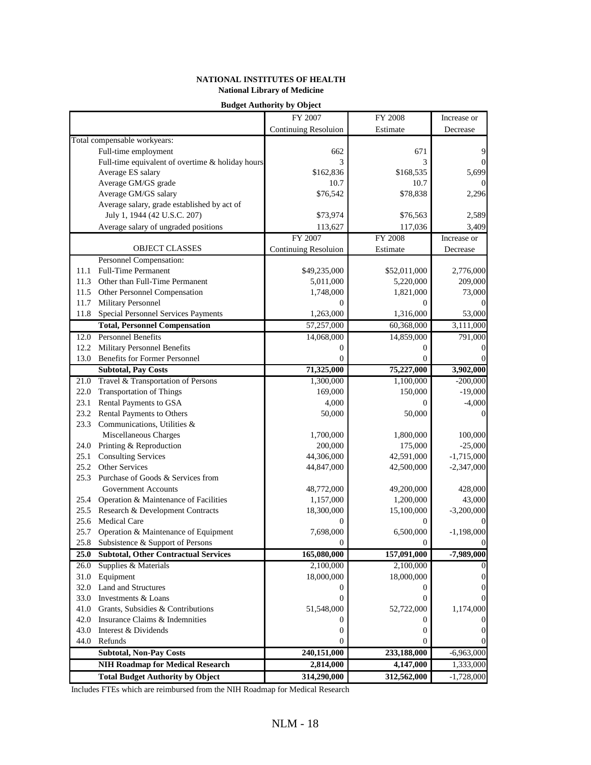**NATIONAL INSTITUTES OF HEALTH**
**National Library of Medicine**

**Budget Authority by Object**

| | | FY 2007 Continuing Resoluion | FY 2008 Estimate | Increase or Decrease |
|---|---|---|---|---|
| Total compensable workyears: | | | | |
| | Full-time employment | 662 | 671 | 9 |
| | Full-time equivalent of overtime & holiday hours | 3 | 3 | 0 |
| | Average ES salary | $162,836 | $168,535 | 5,699 |
| | Average GM/GS grade | 10.7 | 10.7 | 0 |
| | Average GM/GS salary | $76,542 | $78,838 | 2,296 |
| | Average salary, grade established by act of July 1, 1944 (42 U.S.C. 207) | $73,974 | $76,563 | 2,589 |
| | Average salary of ungraded positions | 113,627 | 117,036 | 3,409 |
| | **OBJECT CLASSES** | **FY 2007 Continuing Resoluion** | **FY 2008 Estimate** | **Increase or Decrease** |
| | Personnel Compensation: | | | |
| 11.1 | Full-Time Permanent | $49,235,000 | $52,011,000 | 2,776,000 |
| 11.3 | Other than Full-Time Permanent | 5,011,000 | 5,220,000 | 209,000 |
| 11.5 | Other Personnel Compensation | 1,748,000 | 1,821,000 | 73,000 |
| 11.7 | Military Personnel | 0 | 0 | 0 |
| 11.8 | Special Personnel Services Payments | 1,263,000 | 1,316,000 | 53,000 |
| | **Total, Personnel Compensation** | 57,257,000 | 60,368,000 | 3,111,000 |
| 12.0 | Personnel Benefits | 14,068,000 | 14,859,000 | 791,000 |
| 12.2 | Military Personnel Benefits | 0 | 0 | 0 |
| 13.0 | Benefits for Former Personnel | 0 | 0 | 0 |
| | **Subtotal, Pay Costs** | **71,325,000** | **75,227,000** | **3,902,000** |
| 21.0 | Travel & Transportation of Persons | 1,300,000 | 1,100,000 | -200,000 |
| 22.0 | Transportation of Things | 169,000 | 150,000 | -19,000 |
| 23.1 | Rental Payments to GSA | 4,000 | 0 | -4,000 |
| 23.2 | Rental Payments to Others | 50,000 | 50,000 | 0 |
| 23.3 | Communications, Utilities & Miscellaneous Charges | 1,700,000 | 1,800,000 | 100,000 |
| 24.0 | Printing & Reproduction | 200,000 | 175,000 | -25,000 |
| 25.1 | Consulting Services | 44,306,000 | 42,591,000 | -1,715,000 |
| 25.2 | Other Services | 44,847,000 | 42,500,000 | -2,347,000 |
| 25.3 | Purchase of Goods & Services from Government Accounts | 48,772,000 | 49,200,000 | 428,000 |
| 25.4 | Operation & Maintenance of Facilities | 1,157,000 | 1,200,000 | 43,000 |
| 25.5 | Research & Development Contracts | 18,300,000 | 15,100,000 | -3,200,000 |
| 25.6 | Medical Care | 0 | 0 | 0 |
| 25.7 | Operation & Maintenance of Equipment | 7,698,000 | 6,500,000 | -1,198,000 |
| 25.8 | Subsistence & Support of Persons | 0 | 0 | 0 |
| **25.0** | **Subtotal, Other Contractual Services** | **165,080,000** | **157,091,000** | **-7,989,000** |
| 26.0 | Supplies & Materials | 2,100,000 | 2,100,000 | 0 |
| 31.0 | Equipment | 18,000,000 | 18,000,000 | 0 |
| 32.0 | Land and Structures | 0 | 0 | 0 |
| 33.0 | Investments & Loans | 0 | 0 | 0 |
| 41.0 | Grants, Subsidies & Contributions | 51,548,000 | 52,722,000 | 1,174,000 |
| 42.0 | Insurance Claims & Indemnities | 0 | 0 | 0 |
| 43.0 | Interest & Dividends | 0 | 0 | 0 |
| 44.0 | Refunds | 0 | 0 | 0 |
| | **Subtotal, Non-Pay Costs** | **240,151,000** | **233,188,000** | -6,963,000 |
| | **NIH Roadmap for Medical Research** | **2,814,000** | **4,147,000** | 1,333,000 |
| | **Total Budget Authority by Object** | **314,290,000** | **312,562,000** | -1,728,000 |

Includes FTEs which are reimbursed from the NIH Roadmap for Medical Research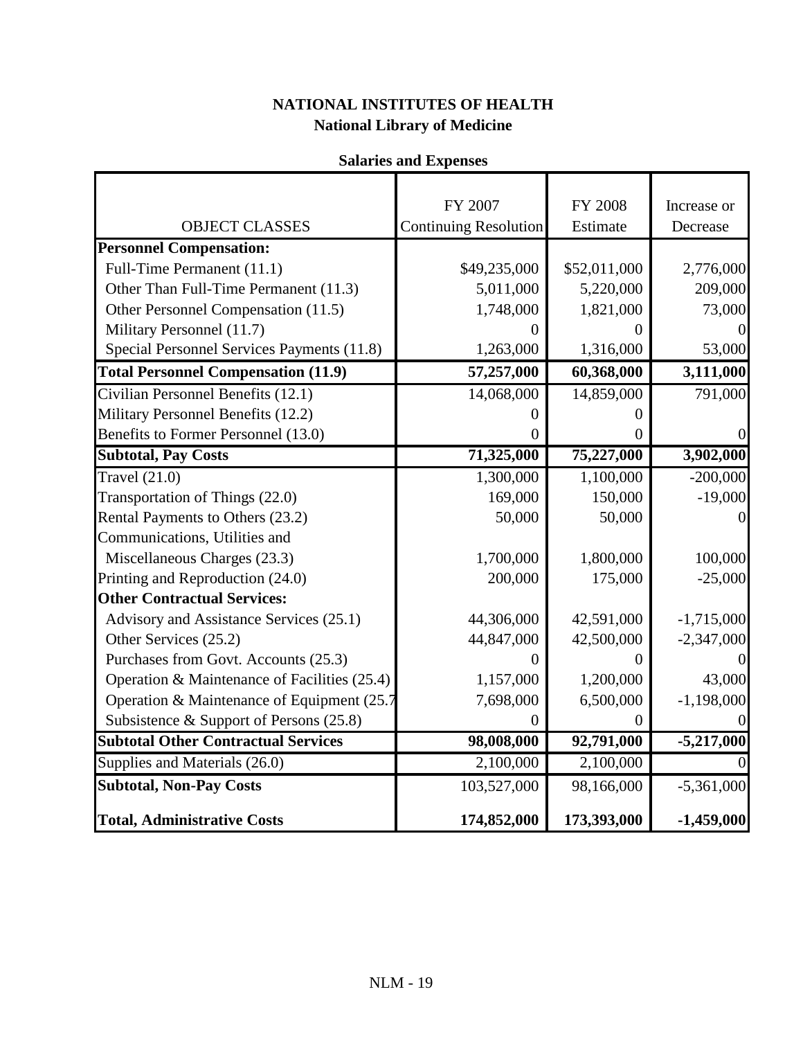# NATIONAL INSTITUTES OF HEALTH
## National Library of Medicine

### Salaries and Expenses

| OBJECT CLASSES | FY 2007 Continuing Resolution | FY 2008 Estimate | Increase or Decrease |
|---|---|---|---|
| **Personnel Compensation:** | | | |
| Full-Time Permanent (11.1) | $49,235,000 | $52,011,000 | 2,776,000 |
| Other Than Full-Time Permanent (11.3) | 5,011,000 | 5,220,000 | 209,000 |
| Other Personnel Compensation (11.5) | 1,748,000 | 1,821,000 | 73,000 |
| Military Personnel (11.7) | 0 | 0 | 0 |
| Special Personnel Services Payments (11.8) | 1,263,000 | 1,316,000 | 53,000 |
| **Total Personnel Compensation (11.9)** | **57,257,000** | **60,368,000** | **3,111,000** |
| Civilian Personnel Benefits (12.1) | 14,068,000 | 14,859,000 | 791,000 |
| Military Personnel Benefits (12.2) | 0 | 0 | |
| Benefits to Former Personnel (13.0) | 0 | 0 | 0 |
| **Subtotal, Pay Costs** | **71,325,000** | **75,227,000** | **3,902,000** |
| Travel (21.0) | 1,300,000 | 1,100,000 | -200,000 |
| Transportation of Things (22.0) | 169,000 | 150,000 | -19,000 |
| Rental Payments to Others (23.2) | 50,000 | 50,000 | 0 |
| Communications, Utilities and Miscellaneous Charges (23.3) | 1,700,000 | 1,800,000 | 100,000 |
| Printing and Reproduction (24.0) | 200,000 | 175,000 | -25,000 |
| **Other Contractual Services:** | | | |
| Advisory and Assistance Services (25.1) | 44,306,000 | 42,591,000 | -1,715,000 |
| Other Services (25.2) | 44,847,000 | 42,500,000 | -2,347,000 |
| Purchases from Govt. Accounts (25.3) | 0 | 0 | 0 |
| Operation & Maintenance of Facilities (25.4) | 1,157,000 | 1,200,000 | 43,000 |
| Operation & Maintenance of Equipment (25.7 | 7,698,000 | 6,500,000 | -1,198,000 |
| Subsistence & Support of Persons (25.8) | 0 | 0 | 0 |
| **Subtotal Other Contractual Services** | **98,008,000** | **92,791,000** | **-5,217,000** |
| Supplies and Materials (26.0) | 2,100,000 | 2,100,000 | 0 |
| **Subtotal, Non-Pay Costs** | 103,527,000 | 98,166,000 | -5,361,000 |
| **Total, Administrative Costs** | **174,852,000** | **173,393,000** | **-1,459,000** |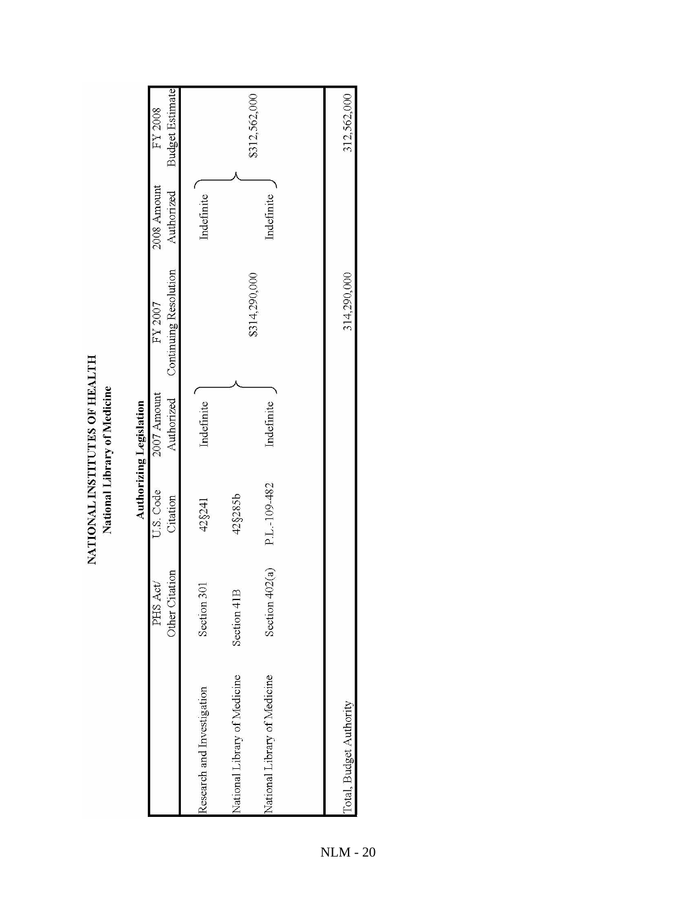# NATIONAL INSTITUTES OF HEALTH
## National Library of Medicine

### Authorizing Legislation

| | PHS Act/ Other Citation | U.S. Code Citation | 2007 Amount Authorized | FY 2007 Continuing Resolution | 2008 Amount Authorized | FY 2008 Budget Estimate |
|---|---|---|---|---|---|---|
| Research and Investigation | Section 301 | 42§241 | Indefinite | | Indefinite | |
| National Library of Medicine | Section 41B | 42§285b | | $314,290,000 | | $312,562,000 |
| National Library of Medicine | Section 402(a) | P.L.-109-482 | Indefinite | | Indefinite | |
| Total, Budget Authority | | | | 314,290,000 | | 312,562,000 |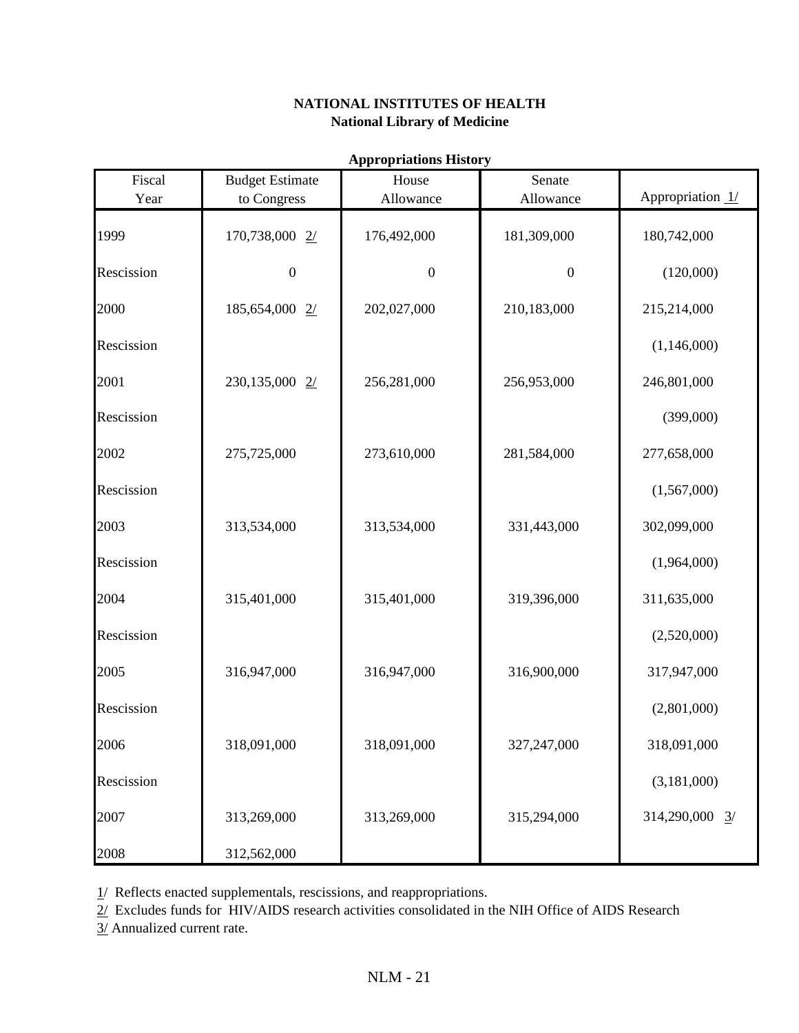**NATIONAL INSTITUTES OF HEALTH**
**National Library of Medicine**

**Appropriations History**

| Fiscal Year | Budget Estimate to Congress | House Allowance | Senate Allowance | Appropriation 1/ |
|---|---|---|---|---|
| 1999 | 170,738,000 2/ | 176,492,000 | 181,309,000 | 180,742,000 |
| Rescission | 0 | 0 | 0 | (120,000) |
| 2000 | 185,654,000 2/ | 202,027,000 | 210,183,000 | 215,214,000 |
| Rescission | | | | (1,146,000) |
| 2001 | 230,135,000 2/ | 256,281,000 | 256,953,000 | 246,801,000 |
| Rescission | | | | (399,000) |
| 2002 | 275,725,000 | 273,610,000 | 281,584,000 | 277,658,000 |
| Rescission | | | | (1,567,000) |
| 2003 | 313,534,000 | 313,534,000 | 331,443,000 | 302,099,000 |
| Rescission | | | | (1,964,000) |
| 2004 | 315,401,000 | 315,401,000 | 319,396,000 | 311,635,000 |
| Rescission | | | | (2,520,000) |
| 2005 | 316,947,000 | 316,947,000 | 316,900,000 | 317,947,000 |
| Rescission | | | | (2,801,000) |
| 2006 | 318,091,000 | 318,091,000 | 327,247,000 | 318,091,000 |
| Rescission | | | | (3,181,000) |
| 2007 | 313,269,000 | 313,269,000 | 315,294,000 | 314,290,000 3/ |
| 2008 | 312,562,000 | | | |

1/ Reflects enacted supplementals, rescissions, and reappropriations.

2/ Excludes funds for HIV/AIDS research activities consolidated in the NIH Office of AIDS Research

3/ Annualized current rate.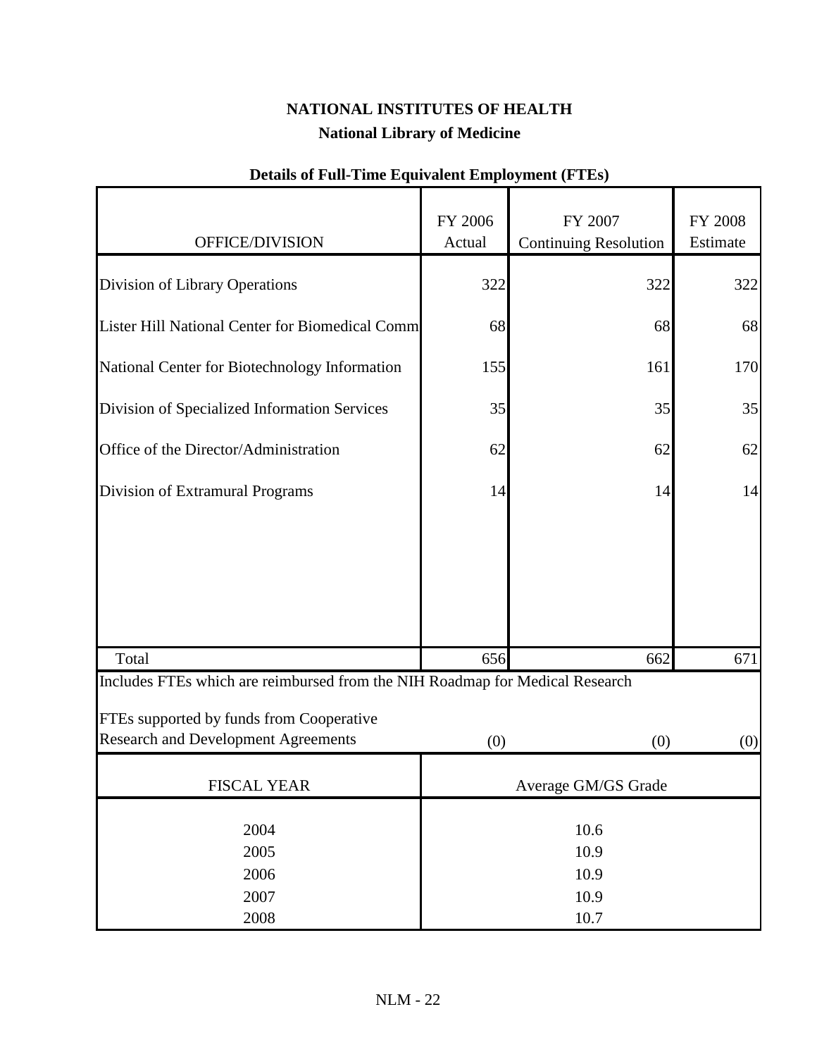# NATIONAL INSTITUTES OF HEALTH

## National Library of Medicine

### Details of Full-Time Equivalent Employment (FTEs)

| OFFICE/DIVISION | FY 2006 Actual | FY 2007 Continuing Resolution | FY 2008 Estimate |
|---|---|---|---|
| Division of Library Operations | 322 | 322 | 322 |
| Lister Hill National Center for Biomedical Comm | 68 | 68 | 68 |
| National Center for Biotechnology Information | 155 | 161 | 170 |
| Division of Specialized Information Services | 35 | 35 | 35 |
| Office of the Director/Administration | 62 | 62 | 62 |
| Division of Extramural Programs | 14 | 14 | 14 |
| Total | 656 | 662 | 671 |
| Includes FTEs which are reimbursed from the NIH Roadmap for Medical Research | | | |
| FTEs supported by funds from Cooperative Research and Development Agreements | (0) | (0) | (0) |

| FISCAL YEAR | Average GM/GS Grade |
|---|---|
| 2004 | 10.6 |
| 2005 | 10.9 |
| 2006 | 10.9 |
| 2007 | 10.9 |
| 2008 | 10.7 |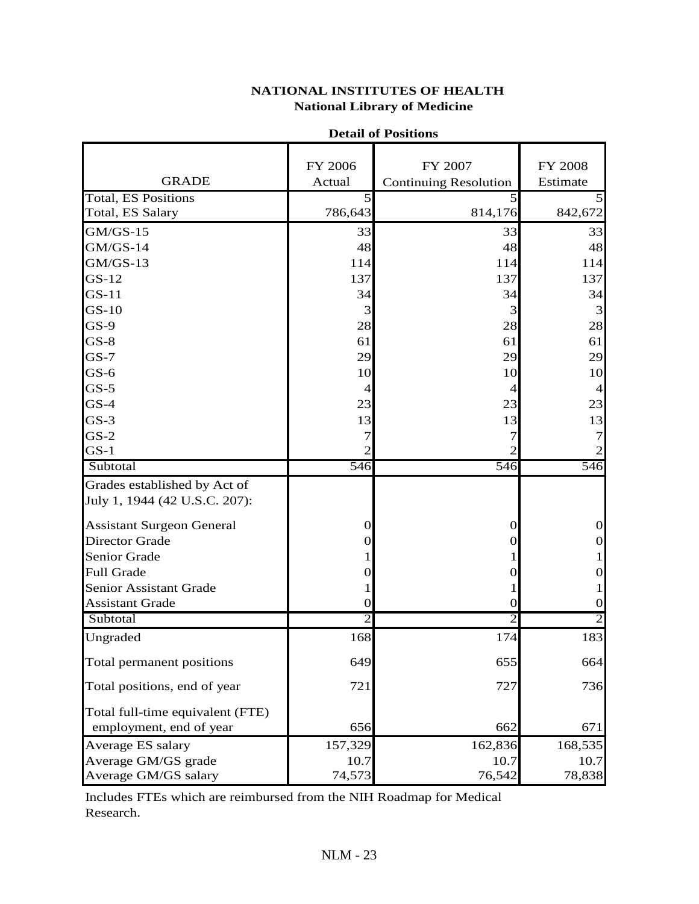**NATIONAL INSTITUTES OF HEALTH**
**National Library of Medicine**

**Detail of Positions**

| GRADE | FY 2006 Actual | FY 2007 Continuing Resolution | FY 2008 Estimate |
|---|---|---|---|
| Total, ES Positions | 5 | 5 | 5 |
| Total, ES Salary | 786,643 | 814,176 | 842,672 |
| GM/GS-15 | 33 | 33 | 33 |
| GM/GS-14 | 48 | 48 | 48 |
| GM/GS-13 | 114 | 114 | 114 |
| GS-12 | 137 | 137 | 137 |
| GS-11 | 34 | 34 | 34 |
| GS-10 | 3 | 3 | 3 |
| GS-9 | 28 | 28 | 28 |
| GS-8 | 61 | 61 | 61 |
| GS-7 | 29 | 29 | 29 |
| GS-6 | 10 | 10 | 10 |
| GS-5 | 4 | 4 | 4 |
| GS-4 | 23 | 23 | 23 |
| GS-3 | 13 | 13 | 13 |
| GS-2 | 7 | 7 | 7 |
| GS-1 | 2 | 2 | 2 |
| Subtotal | 546 | 546 | 546 |
| Grades established by Act of July 1, 1944 (42 U.S.C. 207): | | | |
| Assistant Surgeon General | 0 | 0 | 0 |
| Director Grade | 0 | 0 | 0 |
| Senior Grade | 1 | 1 | 1 |
| Full Grade | 0 | 0 | 0 |
| Senior Assistant Grade | 1 | 1 | 1 |
| Assistant Grade | 0 | 0 | 0 |
| Subtotal | 2 | 2 | 2 |
| Ungraded | 168 | 174 | 183 |
| Total permanent positions | 649 | 655 | 664 |
| Total positions, end of year | 721 | 727 | 736 |
| Total full-time equivalent (FTE) employment, end of year | 656 | 662 | 671 |
| Average ES salary | 157,329 | 162,836 | 168,535 |
| Average GM/GS grade | 10.7 | 10.7 | 10.7 |
| Average GM/GS salary | 74,573 | 76,542 | 78,838 |

Includes FTEs which are reimbursed from the NIH Roadmap for Medical Research.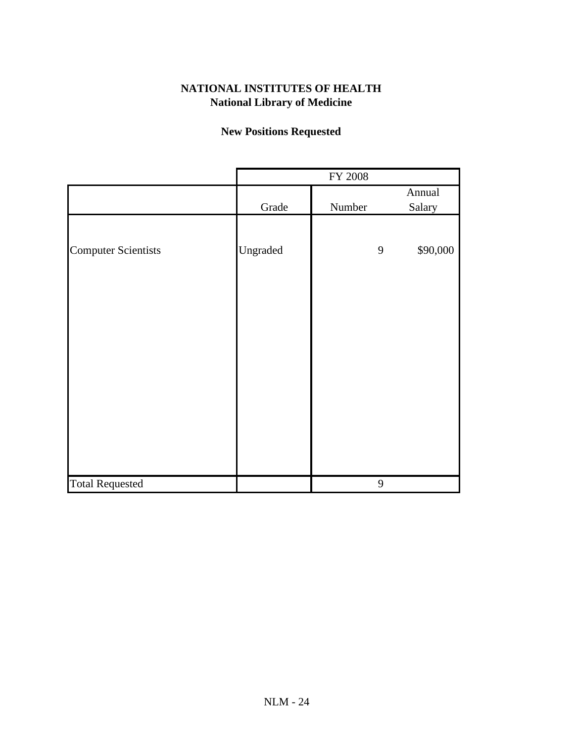**NATIONAL INSTITUTES OF HEALTH**
**National Library of Medicine**

**New Positions Requested**

| | FY 2008 | | |
|---|---|---|---|
| | Grade | Number | Annual Salary |
| Computer Scientists | Ungraded | 9 | $90,000 |
| Total Requested | | 9 | |